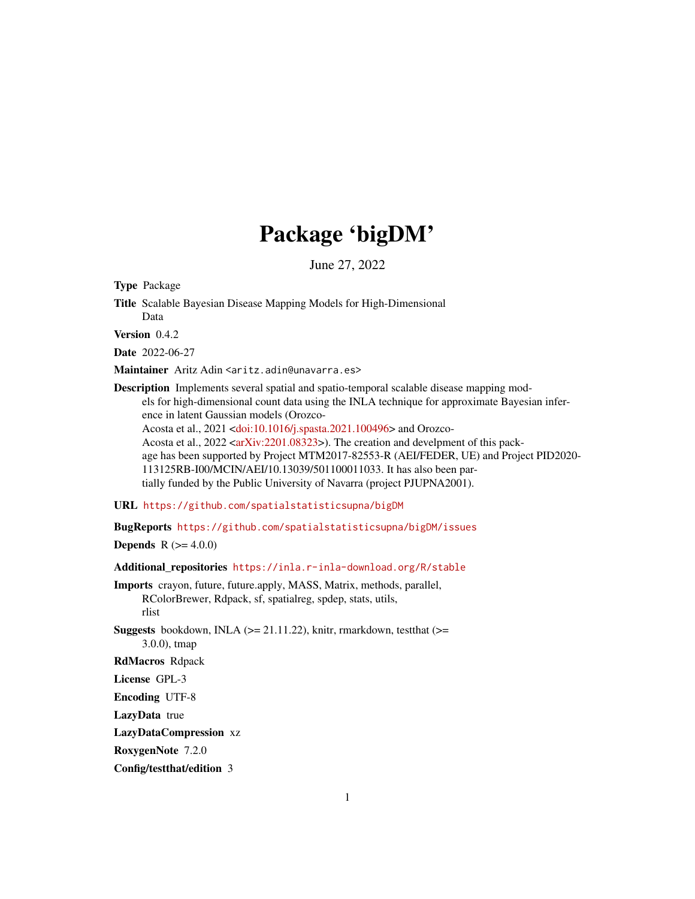# Package 'bigDM'

June 27, 2022

**Type** Package

**Title** Scalable Bayesian Disease Mapping Models for High-Dimensional Data

**Version** 0.4.2

**Date** 2022-06-27

**Maintainer** Aritz Adin <aritz.adin@unavarra.es>

**Description** Implements several spatial and spatio-temporal scalable disease mapping models for high-dimensional count data using the INLA technique for approximate Bayesian inference in latent Gaussian models (Orozco-Acosta et al., 2021 <doi:10.1016/j.spasta.2021.100496> and Orozco-Acosta et al., 2022 <arXiv:2201.08323>). The creation and develpment of this package has been supported by Project MTM2017-82553-R (AEI/FEDER, UE) and Project PID2020-113125RB-I00/MCIN/AEI/10.13039/501100011033. It has also been partially funded by the Public University of Navarra (project PJUPNA2001).

**URL** https://github.com/spatialstatisticsupna/bigDM

**BugReports** https://github.com/spatialstatisticsupna/bigDM/issues

**Depends** R (>= 4.0.0)

**Additional_repositories** https://inla.r-inla-download.org/R/stable

**Imports** crayon, future, future.apply, MASS, Matrix, methods, parallel, RColorBrewer, Rdpack, sf, spatialreg, spdep, stats, utils, rlist

**Suggests** bookdown, INLA (>= 21.11.22), knitr, rmarkdown, testthat (>= 3.0.0), tmap

**RdMacros** Rdpack

**License** GPL-3

**Encoding** UTF-8

**LazyData** true

**LazyDataCompression** xz

**RoxygenNote** 7.2.0

**Config/testthat/edition** 3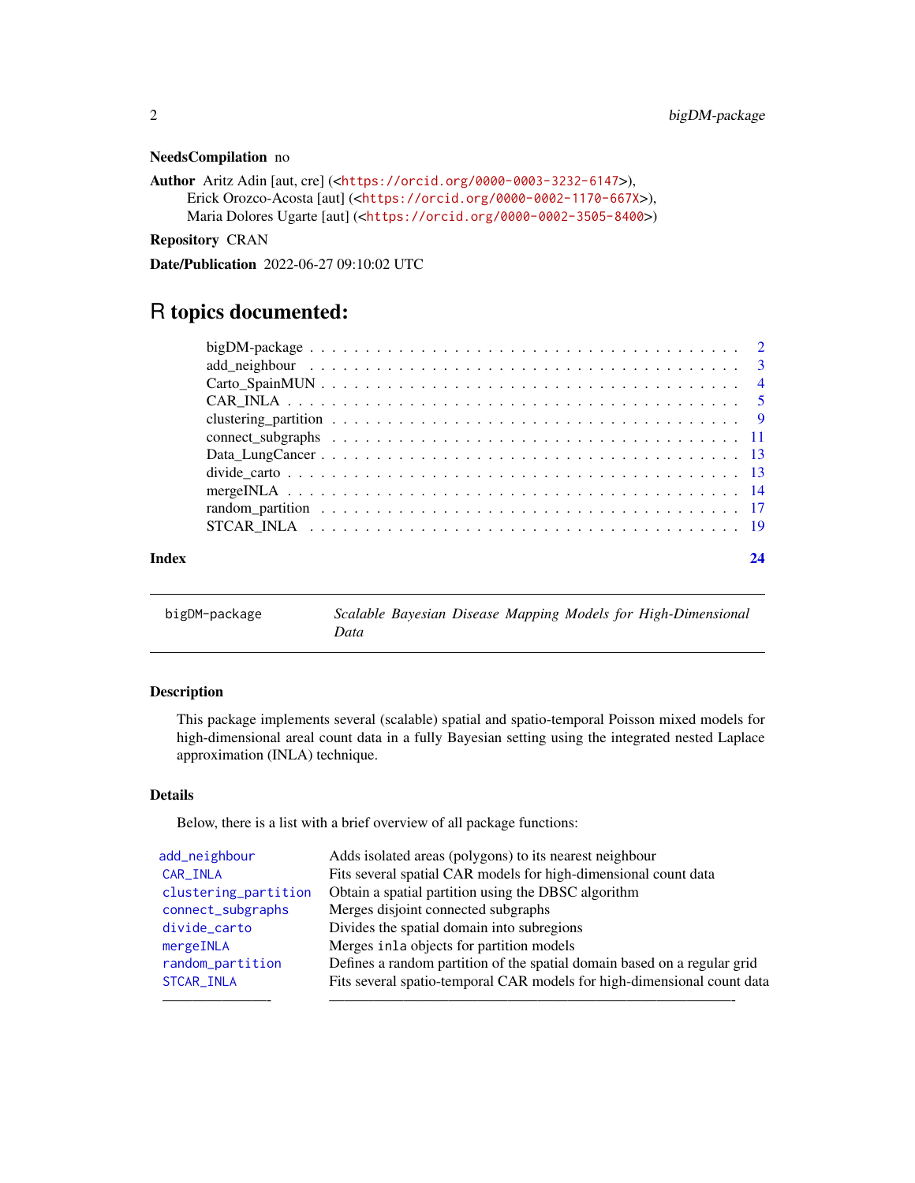**NeedsCompilation** no

**Author** Aritz Adin [aut, cre] (<https://orcid.org/0000-0003-3232-6147>),
Erick Orozco-Acosta [aut] (<https://orcid.org/0000-0002-1170-667X>),
Maria Dolores Ugarte [aut] (<https://orcid.org/0000-0002-3505-8400>)

**Repository** CRAN

**Date/Publication** 2022-06-27 09:10:02 UTC

# R topics documented:

| | |
|---|---|
| bigDM-package | 2 |
| add_neighbour | 3 |
| Carto_SpainMUN | 4 |
| CAR_INLA | 5 |
| clustering_partition | 9 |
| connect_subgraphs | 11 |
| Data_LungCancer | 13 |
| divide_carto | 13 |
| mergeINLA | 14 |
| random_partition | 17 |
| STCAR_INLA | 19 |
| **Index** | **24** |

---

`bigDM-package` *Scalable Bayesian Disease Mapping Models for High-Dimensional Data*

---

### Description

This package implements several (scalable) spatial and spatio-temporal Poisson mixed models for high-dimensional areal count data in a fully Bayesian setting using the integrated nested Laplace approximation (INLA) technique.

### Details

Below, there is a list with a brief overview of all package functions:

| | |
|---|---|
| `add_neighbour` | Adds isolated areas (polygons) to its nearest neighbour |
| `CAR_INLA` | Fits several spatial CAR models for high-dimensional count data |
| `clustering_partition` | Obtain a spatial partition using the DBSC algorithm |
| `connect_subgraphs` | Merges disjoint connected subgraphs |
| `divide_carto` | Divides the spatial domain into subregions |
| `mergeINLA` | Merges `inla` objects for partition models |
| `random_partition` | Defines a random partition of the spatial domain based on a regular grid |
| `STCAR_INLA` | Fits several spatio-temporal CAR models for high-dimensional count data |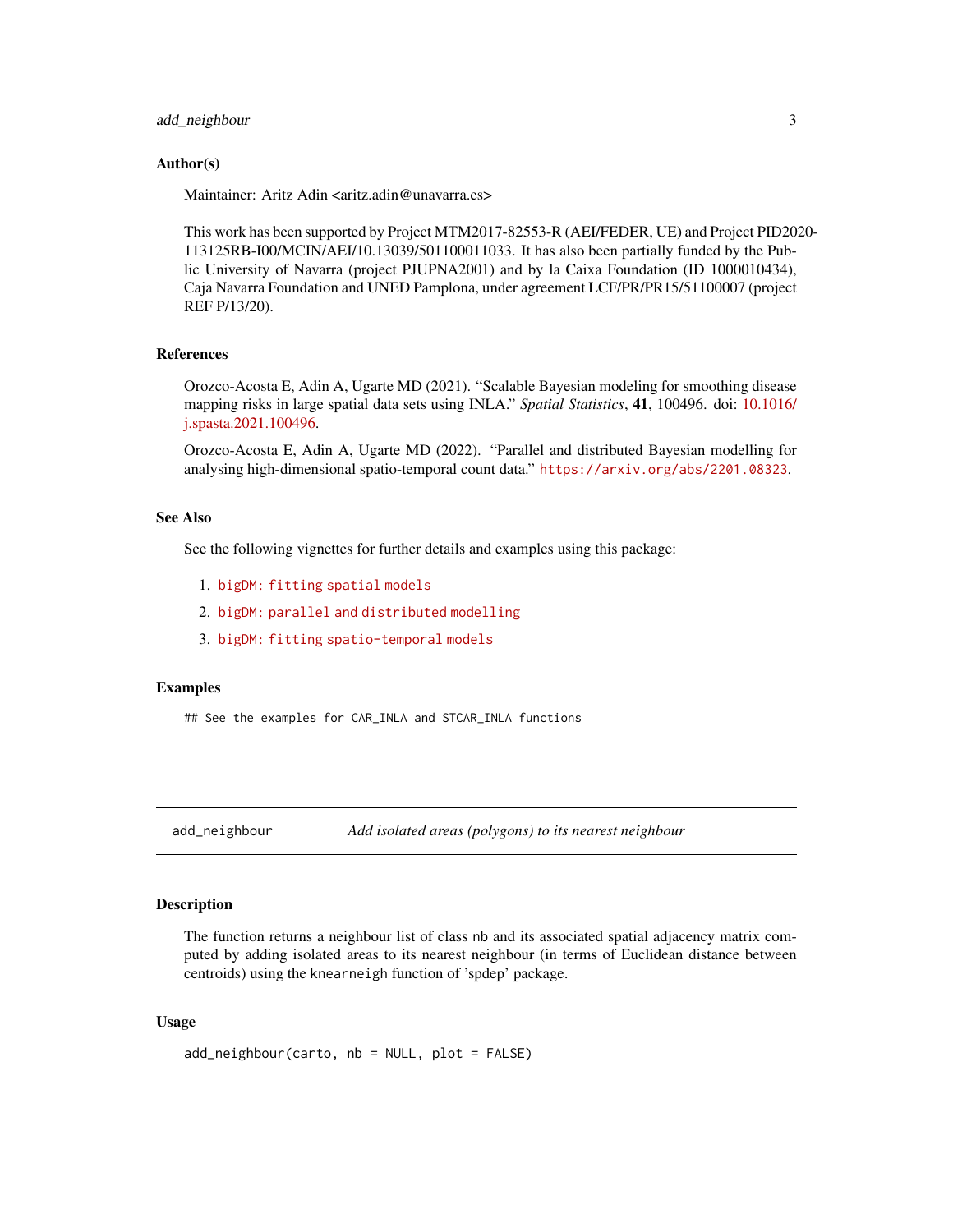### Author(s)

Maintainer: Aritz Adin <aritz.adin@unavarra.es>

This work has been supported by Project MTM2017-82553-R (AEI/FEDER, UE) and Project PID2020-113125RB-I00/MCIN/AEI/10.13039/501100011033. It has also been partially funded by the Public University of Navarra (project PJUPNA2001) and by la Caixa Foundation (ID 1000010434), Caja Navarra Foundation and UNED Pamplona, under agreement LCF/PR/PR15/51100007 (project REF P/13/20).

### References

Orozco-Acosta E, Adin A, Ugarte MD (2021). "Scalable Bayesian modeling for smoothing disease mapping risks in large spatial data sets using INLA." *Spatial Statistics*, **41**, 100496. doi: 10.1016/j.spasta.2021.100496.

Orozco-Acosta E, Adin A, Ugarte MD (2022). "Parallel and distributed Bayesian modelling for analysing high-dimensional spatio-temporal count data." `https://arxiv.org/abs/2201.08323`.

### See Also

See the following vignettes for further details and examples using this package:

1. `bigDM: fitting spatial models`
2. `bigDM: parallel and distributed modelling`
3. `bigDM: fitting spatio-temporal models`

### Examples

```
## See the examples for CAR_INLA and STCAR_INLA functions
```

---

## `add_neighbour` *Add isolated areas (polygons) to its nearest neighbour*

### Description

The function returns a neighbour list of class `nb` and its associated spatial adjacency matrix computed by adding isolated areas to its nearest neighbour (in terms of Euclidean distance between centroids) using the `knearneigh` function of 'spdep' package.

### Usage

```
add_neighbour(carto, nb = NULL, plot = FALSE)
```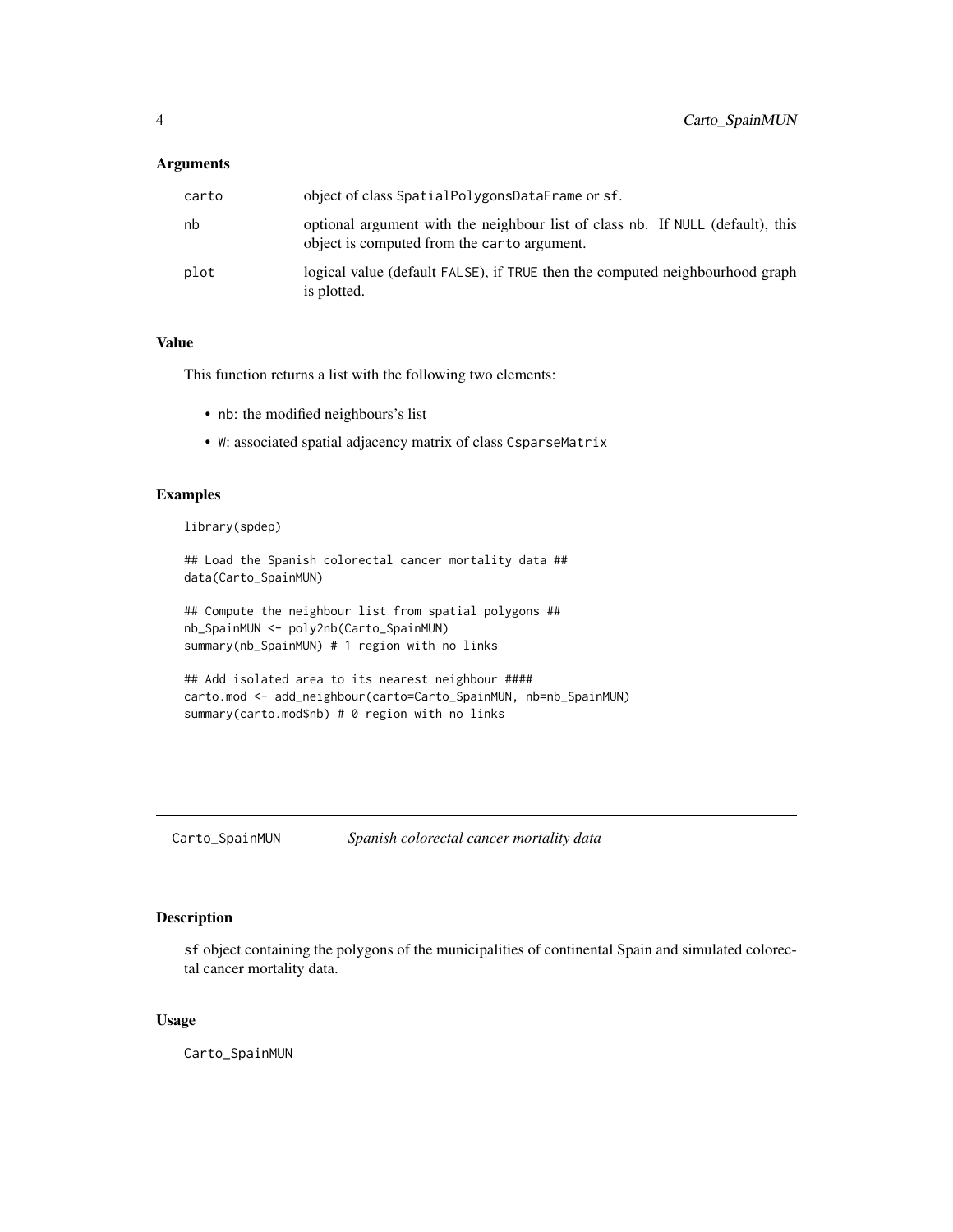## Arguments

| | |
|---|---|
| carto | object of class SpatialPolygonsDataFrame or sf. |
| nb | optional argument with the neighbour list of class nb. If NULL (default), this object is computed from the carto argument. |
| plot | logical value (default FALSE), if TRUE then the computed neighbourhood graph is plotted. |

## Value

This function returns a list with the following two elements:

- nb: the modified neighbours's list
- W: associated spatial adjacency matrix of class CsparseMatrix

## Examples

```
library(spdep)

## Load the Spanish colorectal cancer mortality data ##
data(Carto_SpainMUN)

## Compute the neighbour list from spatial polygons ##
nb_SpainMUN <- poly2nb(Carto_SpainMUN)
summary(nb_SpainMUN) # 1 region with no links

## Add isolated area to its nearest neighbour ####
carto.mod <- add_neighbour(carto=Carto_SpainMUN, nb=nb_SpainMUN)
summary(carto.mod$nb) # 0 region with no links
```

---

# Carto_SpainMUN *Spanish colorectal cancer mortality data*

## Description

sf object containing the polygons of the municipalities of continental Spain and simulated colorectal cancer mortality data.

## Usage

```
Carto_SpainMUN
```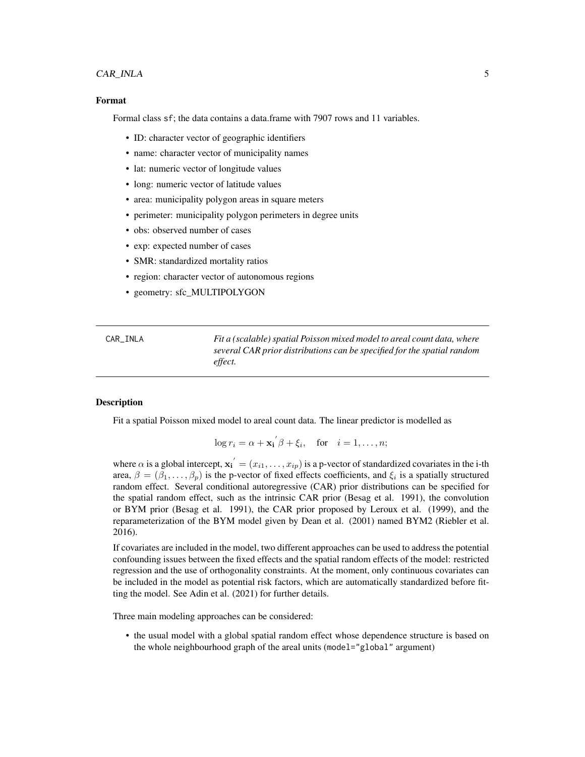### Format

Formal class sf; the data contains a data.frame with 7907 rows and 11 variables.

- ID: character vector of geographic identifiers
- name: character vector of municipality names
- lat: numeric vector of longitude values
- long: numeric vector of latitude values
- area: municipality polygon areas in square meters
- perimeter: municipality polygon perimeters in degree units
- obs: observed number of cases
- exp: expected number of cases
- SMR: standardized mortality ratios
- region: character vector of autonomous regions
- geometry: sfc_MULTIPOLYGON

---

## CAR_INLA

*Fit a (scalable) spatial Poisson mixed model to areal count data, where several CAR prior distributions can be specified for the spatial random effect.*

---

### Description

Fit a spatial Poisson mixed model to areal count data. The linear predictor is modelled as

$$\log r_i = \alpha + \mathbf{x_i}^{'}\beta + \xi_i, \quad \text{for} \quad i = 1, \ldots, n;$$

where $\alpha$ is a global intercept, $\mathbf{x_i}^{'} = (x_{i1}, \ldots, x_{ip})$ is a p-vector of standardized covariates in the i-th area, $\beta = (\beta_1, \ldots, \beta_p)$ is the p-vector of fixed effects coefficients, and $\xi_i$ is a spatially structured random effect. Several conditional autoregressive (CAR) prior distributions can be specified for the spatial random effect, such as the intrinsic CAR prior (Besag et al. 1991), the convolution or BYM prior (Besag et al. 1991), the CAR prior proposed by Leroux et al. (1999), and the reparameterization of the BYM model given by Dean et al. (2001) named BYM2 (Riebler et al. 2016).

If covariates are included in the model, two different approaches can be used to address the potential confounding issues between the fixed effects and the spatial random effects of the model: restricted regression and the use of orthogonality constraints. At the moment, only continuous covariates can be included in the model as potential risk factors, which are automatically standardized before fitting the model. See Adin et al. (2021) for further details.

Three main modeling approaches can be considered:

- the usual model with a global spatial random effect whose dependence structure is based on the whole neighbourhood graph of the areal units (`model="global"` argument)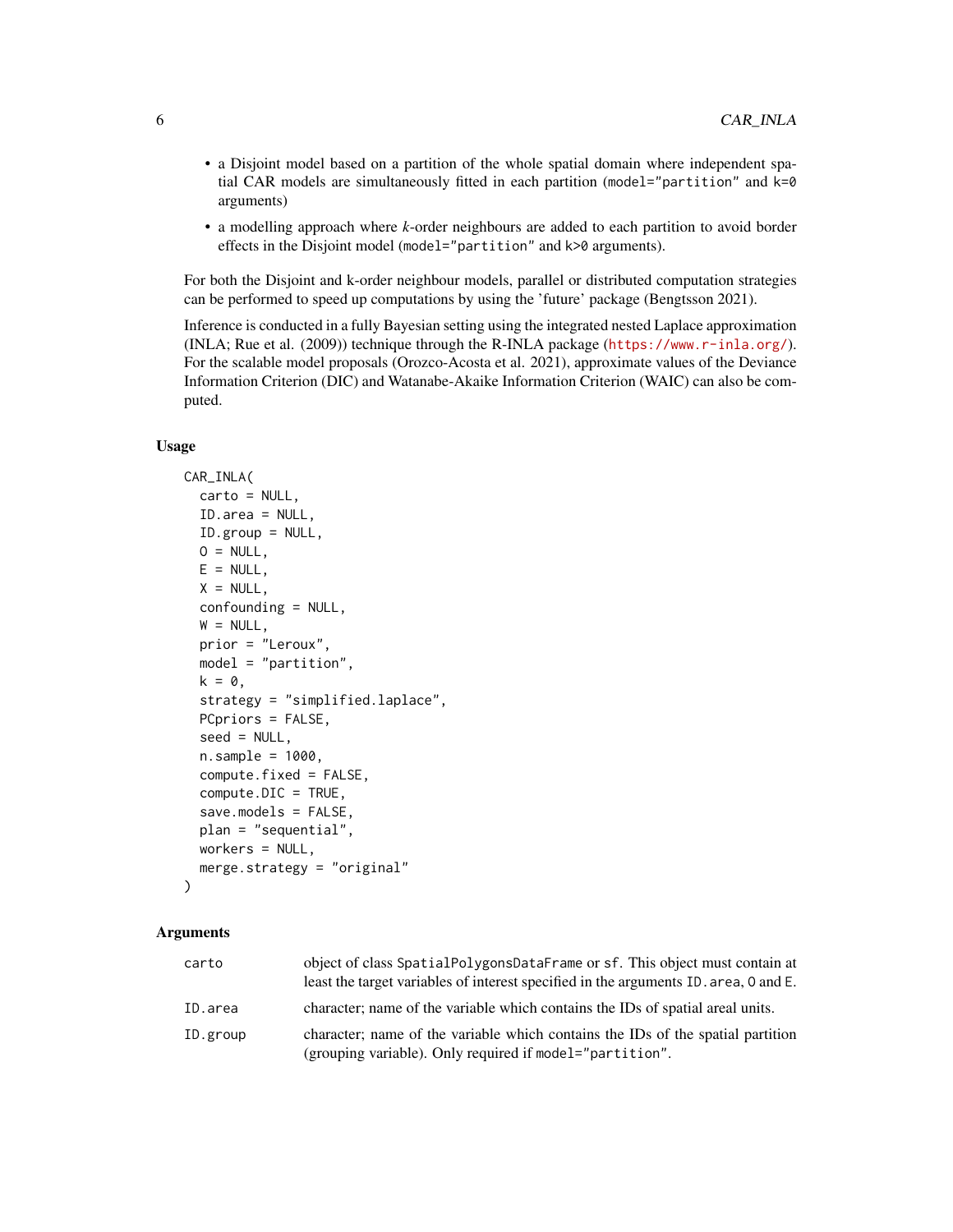- a Disjoint model based on a partition of the whole spatial domain where independent spatial CAR models are simultaneously fitted in each partition (`model="partition"` and `k=0` arguments)
- a modelling approach where *k*-order neighbours are added to each partition to avoid border effects in the Disjoint model (`model="partition"` and `k>0` arguments).

For both the Disjoint and k-order neighbour models, parallel or distributed computation strategies can be performed to speed up computations by using the 'future' package (Bengtsson 2021).

Inference is conducted in a fully Bayesian setting using the integrated nested Laplace approximation (INLA; Rue et al. (2009)) technique through the R-INLA package (https://www.r-inla.org/). For the scalable model proposals (Orozco-Acosta et al. 2021), approximate values of the Deviance Information Criterion (DIC) and Watanabe-Akaike Information Criterion (WAIC) can also be computed.

### Usage

```
CAR_INLA(
  carto = NULL,
  ID.area = NULL,
  ID.group = NULL,
  O = NULL,
  E = NULL,
  X = NULL,
  confounding = NULL,
  W = NULL,
  prior = "Leroux",
  model = "partition",
  k = 0,
  strategy = "simplified.laplace",
  PCpriors = FALSE,
  seed = NULL,
  n.sample = 1000,
  compute.fixed = FALSE,
  compute.DIC = TRUE,
  save.models = FALSE,
  plan = "sequential",
  workers = NULL,
  merge.strategy = "original"
)
```

### Arguments

| | |
|---|---|
| `carto` | object of class `SpatialPolygonsDataFrame` or `sf`. This object must contain at least the target variables of interest specified in the arguments `ID.area`, `O` and `E`. |
| `ID.area` | character; name of the variable which contains the IDs of spatial areal units. |
| `ID.group` | character; name of the variable which contains the IDs of the spatial partition (grouping variable). Only required if `model="partition"`. |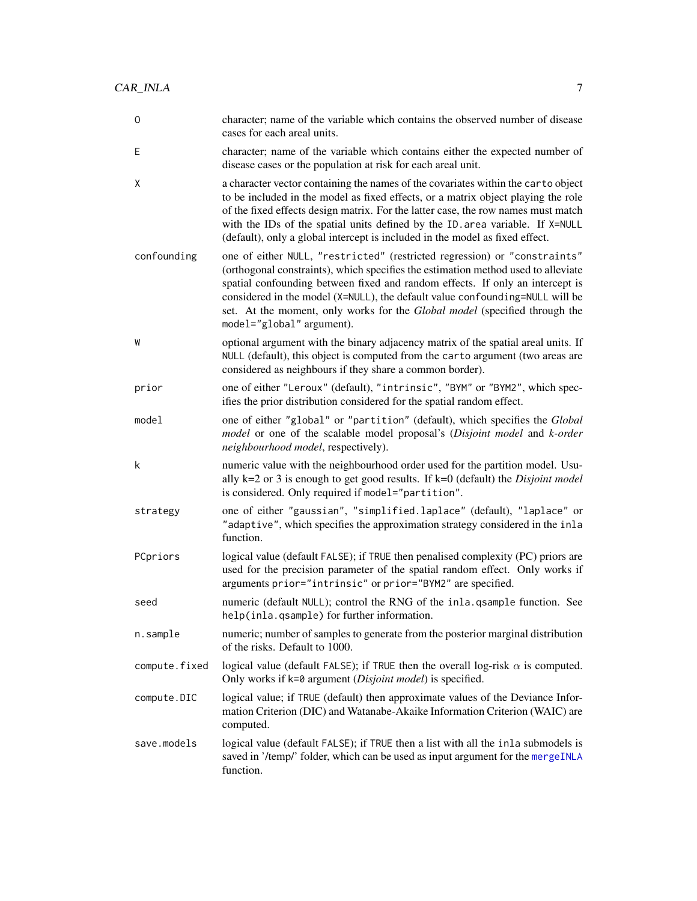| | |
|---|---|
| `O` | character; name of the variable which contains the observed number of disease cases for each areal units. |
| `E` | character; name of the variable which contains either the expected number of disease cases or the population at risk for each areal unit. |
| `X` | a character vector containing the names of the covariates within the `carto` object to be included in the model as fixed effects, or a matrix object playing the role of the fixed effects design matrix. For the latter case, the row names must match with the IDs of the spatial units defined by the `ID.area` variable. If `X=NULL` (default), only a global intercept is included in the model as fixed effect. |
| `confounding` | one of either `NULL`, `"restricted"` (restricted regression) or `"constraints"` (orthogonal constraints), which specifies the estimation method used to alleviate spatial confounding between fixed and random effects. If only an intercept is considered in the model (`X=NULL`), the default value `confounding=NULL` will be set. At the moment, only works for the *Global model* (specified through the `model="global"` argument). |
| `W` | optional argument with the binary adjacency matrix of the spatial areal units. If `NULL` (default), this object is computed from the `carto` argument (two areas are considered as neighbours if they share a common border). |
| `prior` | one of either `"Leroux"` (default), `"intrinsic"`, `"BYM"` or `"BYM2"`, which specifies the prior distribution considered for the spatial random effect. |
| `model` | one of either `"global"` or `"partition"` (default), which specifies the *Global model* or one of the scalable model proposal's (*Disjoint model* and *k-order neighbourhood model*, respectively). |
| `k` | numeric value with the neighbourhood order used for the partition model. Usually k=2 or 3 is enough to get good results. If k=0 (default) the *Disjoint model* is considered. Only required if `model="partition"`. |
| `strategy` | one of either `"gaussian"`, `"simplified.laplace"` (default), `"laplace"` or `"adaptive"`, which specifies the approximation strategy considered in the `inla` function. |
| `PCpriors` | logical value (default `FALSE`); if `TRUE` then penalised complexity (PC) priors are used for the precision parameter of the spatial random effect. Only works if arguments `prior="intrinsic"` or `prior="BYM2"` are specified. |
| `seed` | numeric (default `NULL`); control the RNG of the `inla.qsample` function. See `help(inla.qsample)` for further information. |
| `n.sample` | numeric; number of samples to generate from the posterior marginal distribution of the risks. Default to 1000. |
| `compute.fixed` | logical value (default `FALSE`); if `TRUE` then the overall log-risk $\alpha$ is computed. Only works if `k=0` argument (*Disjoint model*) is specified. |
| `compute.DIC` | logical value; if `TRUE` (default) then approximate values of the Deviance Information Criterion (DIC) and Watanabe-Akaike Information Criterion (WAIC) are computed. |
| `save.models` | logical value (default `FALSE`); if `TRUE` then a list with all the `inla` submodels is saved in '/temp/' folder, which can be used as input argument for the `mergeINLA` function. |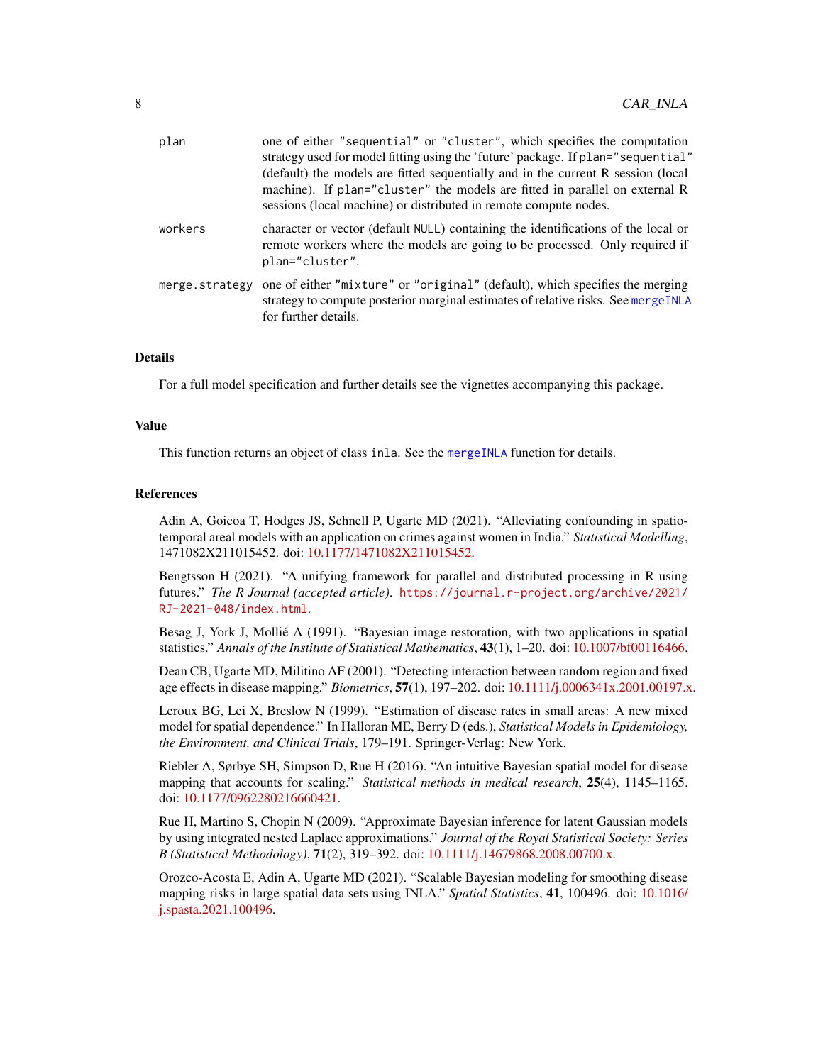| | |
|---|---|
| plan | one of either "sequential" or "cluster", which specifies the computation strategy used for model fitting using the 'future' package. If plan="sequential" (default) the models are fitted sequentially and in the current R session (local machine). If plan="cluster" the models are fitted in parallel on external R sessions (local machine) or distributed in remote compute nodes. |
| workers | character or vector (default NULL) containing the identifications of the local or remote workers where the models are going to be processed. Only required if plan="cluster". |
| merge.strategy | one of either "mixture" or "original" (default), which specifies the merging strategy to compute posterior marginal estimates of relative risks. See mergeINLA for further details. |

## Details

For a full model specification and further details see the vignettes accompanying this package.

## Value

This function returns an object of class inla. See the mergeINLA function for details.

## References

Adin A, Goicoa T, Hodges JS, Schnell P, Ugarte MD (2021). "Alleviating confounding in spatio-temporal areal models with an application on crimes against women in India." *Statistical Modelling*, 1471082X211015452. doi: 10.1177/1471082X211015452.

Bengtsson H (2021). "A unifying framework for parallel and distributed processing in R using futures." *The R Journal (accepted article)*. https://journal.r-project.org/archive/2021/RJ-2021-048/index.html.

Besag J, York J, Mollié A (1991). "Bayesian image restoration, with two applications in spatial statistics." *Annals of the Institute of Statistical Mathematics*, **43**(1), 1–20. doi: 10.1007/bf00116466.

Dean CB, Ugarte MD, Militino AF (2001). "Detecting interaction between random region and fixed age effects in disease mapping." *Biometrics*, **57**(1), 197–202. doi: 10.1111/j.0006341x.2001.00197.x.

Leroux BG, Lei X, Breslow N (1999). "Estimation of disease rates in small areas: A new mixed model for spatial dependence." In Halloran ME, Berry D (eds.), *Statistical Models in Epidemiology, the Environment, and Clinical Trials*, 179–191. Springer-Verlag: New York.

Riebler A, Sørbye SH, Simpson D, Rue H (2016). "An intuitive Bayesian spatial model for disease mapping that accounts for scaling." *Statistical methods in medical research*, **25**(4), 1145–1165. doi: 10.1177/0962280216660421.

Rue H, Martino S, Chopin N (2009). "Approximate Bayesian inference for latent Gaussian models by using integrated nested Laplace approximations." *Journal of the Royal Statistical Society: Series B (Statistical Methodology)*, **71**(2), 319–392. doi: 10.1111/j.14679868.2008.00700.x.

Orozco-Acosta E, Adin A, Ugarte MD (2021). "Scalable Bayesian modeling for smoothing disease mapping risks in large spatial data sets using INLA." *Spatial Statistics*, **41**, 100496. doi: 10.1016/j.spasta.2021.100496.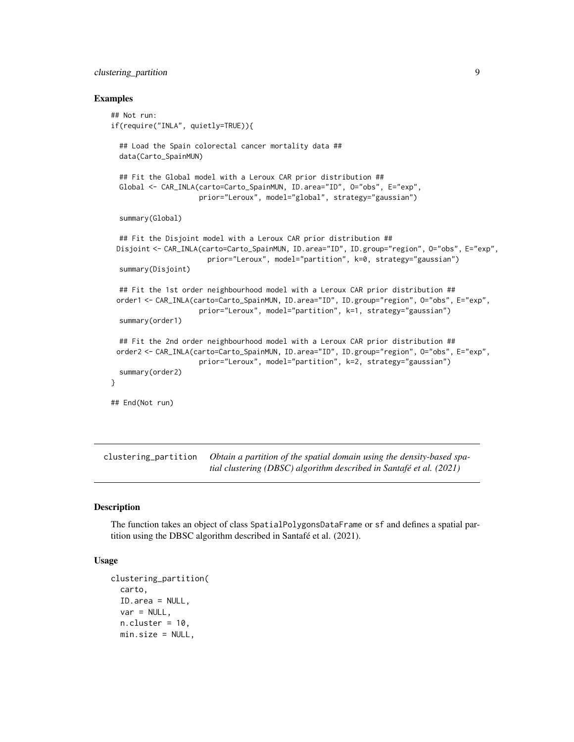### Examples

```
## Not run:
if(require("INLA", quietly=TRUE)){

  ## Load the Spain colorectal cancer mortality data ##
  data(Carto_SpainMUN)

  ## Fit the Global model with a Leroux CAR prior distribution ##
  Global <- CAR_INLA(carto=Carto_SpainMUN, ID.area="ID", O="obs", E="exp",
                     prior="Leroux", model="global", strategy="gaussian")

  summary(Global)

  ## Fit the Disjoint model with a Leroux CAR prior distribution ##
  Disjoint <- CAR_INLA(carto=Carto_SpainMUN, ID.area="ID", ID.group="region", O="obs", E="exp",
                       prior="Leroux", model="partition", k=0, strategy="gaussian")
  summary(Disjoint)

  ## Fit the 1st order neighbourhood model with a Leroux CAR prior distribution ##
  order1 <- CAR_INLA(carto=Carto_SpainMUN, ID.area="ID", ID.group="region", O="obs", E="exp",
                     prior="Leroux", model="partition", k=1, strategy="gaussian")
  summary(order1)

  ## Fit the 2nd order neighbourhood model with a Leroux CAR prior distribution ##
  order2 <- CAR_INLA(carto=Carto_SpainMUN, ID.area="ID", ID.group="region", O="obs", E="exp",
                     prior="Leroux", model="partition", k=2, strategy="gaussian")
  summary(order2)
}

## End(Not run)
```

---

`clustering_partition` *Obtain a partition of the spatial domain using the density-based spatial clustering (DBSC) algorithm described in Santafé et al. (2021)*

---

### Description

The function takes an object of class SpatialPolygonsDataFrame or sf and defines a spatial partition using the DBSC algorithm described in Santafé et al. (2021).

### Usage

```
clustering_partition(
  carto,
  ID.area = NULL,
  var = NULL,
  n.cluster = 10,
  min.size = NULL,
```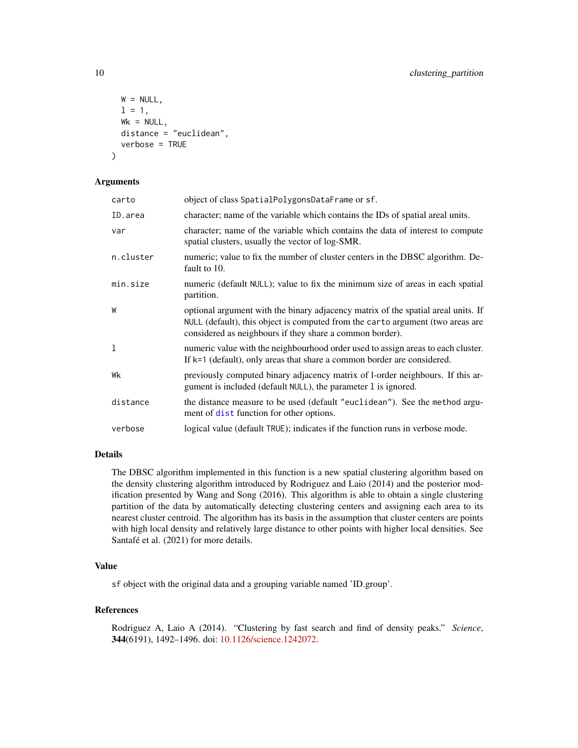```
  W = NULL,
  l = 1,
  Wk = NULL,
  distance = "euclidean",
  verbose = TRUE
)
```

### Arguments

| | |
|---|---|
| `carto` | object of class `SpatialPolygonsDataFrame` or `sf`. |
| `ID.area` | character; name of the variable which contains the IDs of spatial areal units. |
| `var` | character; name of the variable which contains the data of interest to compute spatial clusters, usually the vector of log-SMR. |
| `n.cluster` | numeric; value to fix the number of cluster centers in the DBSC algorithm. Default to 10. |
| `min.size` | numeric (default `NULL`); value to fix the minimum size of areas in each spatial partition. |
| `W` | optional argument with the binary adjacency matrix of the spatial areal units. If `NULL` (default), this object is computed from the `carto` argument (two areas are considered as neighbours if they share a common border). |
| `l` | numeric value with the neighbourhood order used to assign areas to each cluster. If `k=1` (default), only areas that share a common border are considered. |
| `Wk` | previously computed binary adjacency matrix of l-order neighbours. If this argument is included (default `NULL`), the parameter `l` is ignored. |
| `distance` | the distance measure to be used (default `"euclidean"`). See the `method` argument of `dist` function for other options. |
| `verbose` | logical value (default `TRUE`); indicates if the function runs in verbose mode. |

### Details

The DBSC algorithm implemented in this function is a new spatial clustering algorithm based on the density clustering algorithm introduced by Rodriguez and Laio (2014) and the posterior modification presented by Wang and Song (2016). This algorithm is able to obtain a single clustering partition of the data by automatically detecting clustering centers and assigning each area to its nearest cluster centroid. The algorithm has its basis in the assumption that cluster centers are points with high local density and relatively large distance to other points with higher local densities. See Santafé et al. (2021) for more details.

### Value

`sf` object with the original data and a grouping variable named 'ID.group'.

### References

Rodriguez A, Laio A (2014). "Clustering by fast search and find of density peaks." *Science*, **344**(6191), 1492–1496. doi: 10.1126/science.1242072.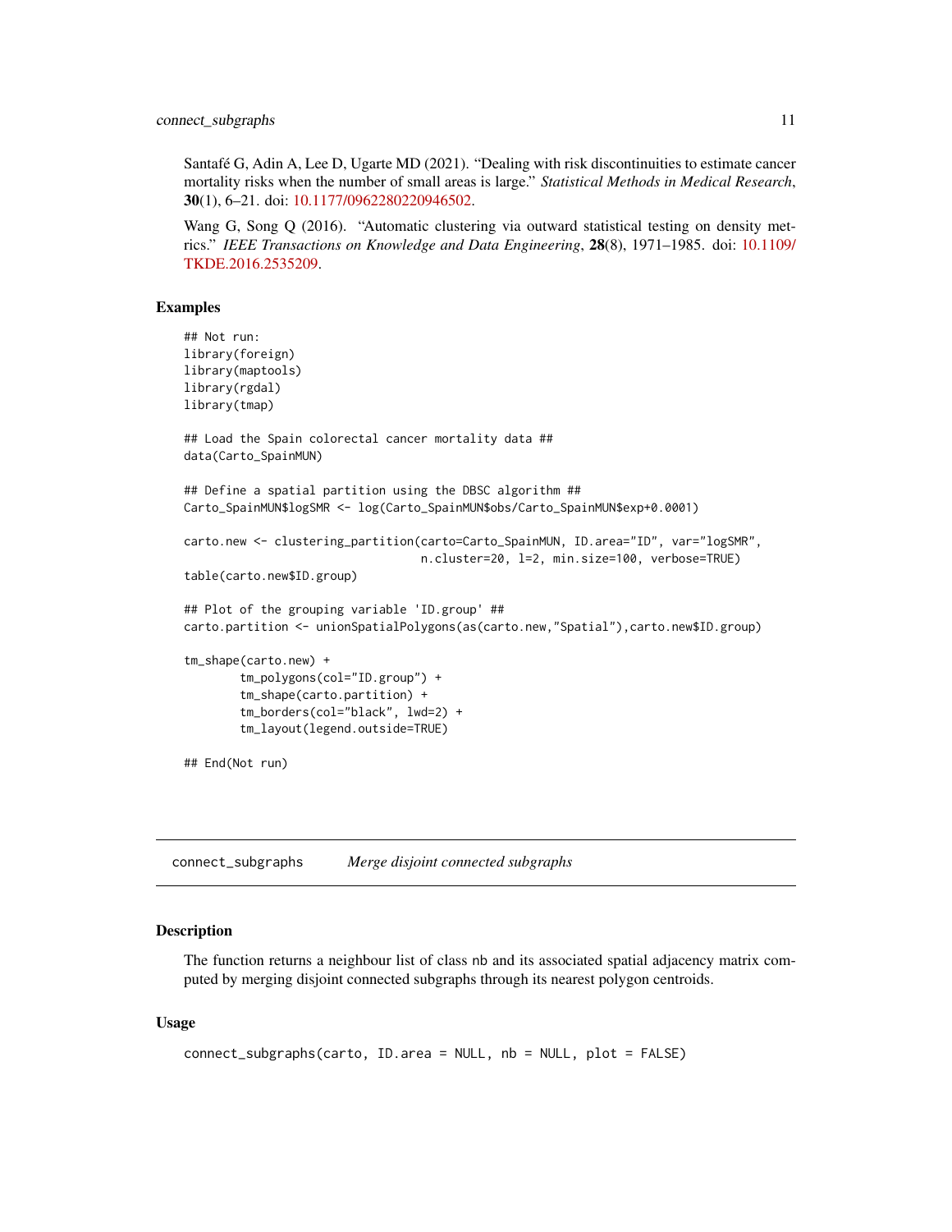Santafé G, Adin A, Lee D, Ugarte MD (2021). "Dealing with risk discontinuities to estimate cancer mortality risks when the number of small areas is large." *Statistical Methods in Medical Research*, **30**(1), 6–21. doi: 10.1177/0962280220946502.

Wang G, Song Q (2016). "Automatic clustering via outward statistical testing on density metrics." *IEEE Transactions on Knowledge and Data Engineering*, **28**(8), 1971–1985. doi: 10.1109/TKDE.2016.2535209.

### Examples

```
## Not run:
library(foreign)
library(maptools)
library(rgdal)
library(tmap)

## Load the Spain colorectal cancer mortality data ##
data(Carto_SpainMUN)

## Define a spatial partition using the DBSC algorithm ##
Carto_SpainMUN$logSMR <- log(Carto_SpainMUN$obs/Carto_SpainMUN$exp+0.0001)

carto.new <- clustering_partition(carto=Carto_SpainMUN, ID.area="ID", var="logSMR",
                                  n.cluster=20, l=2, min.size=100, verbose=TRUE)
table(carto.new$ID.group)

## Plot of the grouping variable 'ID.group' ##
carto.partition <- unionSpatialPolygons(as(carto.new,"Spatial"),carto.new$ID.group)

tm_shape(carto.new) +
        tm_polygons(col="ID.group") +
        tm_shape(carto.partition) +
        tm_borders(col="black", lwd=2) +
        tm_layout(legend.outside=TRUE)

## End(Not run)
```

## connect_subgraphs *Merge disjoint connected subgraphs*

### Description

The function returns a neighbour list of class nb and its associated spatial adjacency matrix computed by merging disjoint connected subgraphs through its nearest polygon centroids.

### Usage

```
connect_subgraphs(carto, ID.area = NULL, nb = NULL, plot = FALSE)
```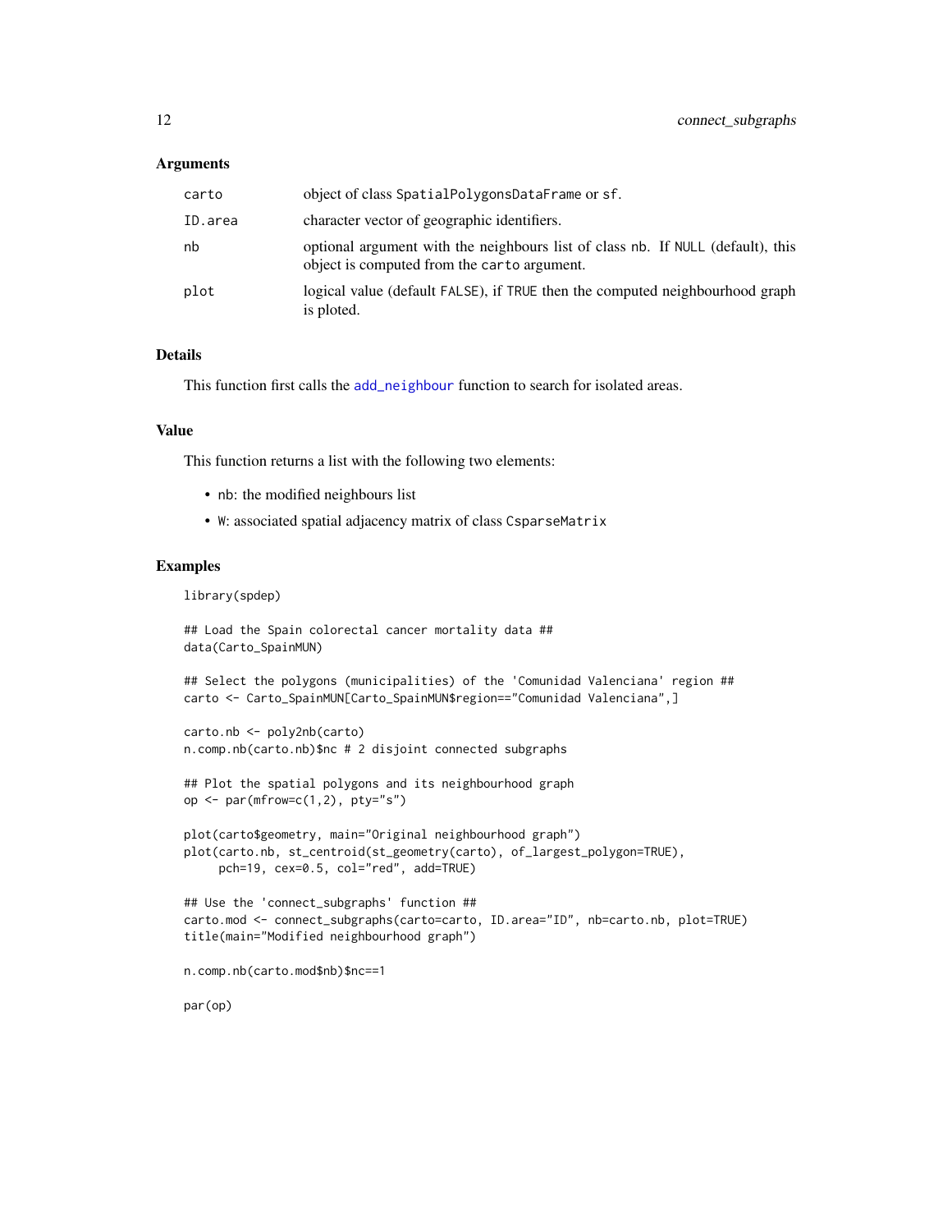### Arguments

| | |
|---|---|
| carto | object of class `SpatialPolygonsDataFrame` or `sf`. |
| ID.area | character vector of geographic identifiers. |
| nb | optional argument with the neighbours list of class `nb`. If `NULL` (default), this object is computed from the `carto` argument. |
| plot | logical value (default `FALSE`), if `TRUE` then the computed neighbourhood graph is ploted. |

### Details

This function first calls the `add_neighbour` function to search for isolated areas.

### Value

This function returns a list with the following two elements:

- `nb`: the modified neighbours list
- `W`: associated spatial adjacency matrix of class `CsparseMatrix`

### Examples

```
library(spdep)

## Load the Spain colorectal cancer mortality data ##
data(Carto_SpainMUN)

## Select the polygons (municipalities) of the 'Comunidad Valenciana' region ##
carto <- Carto_SpainMUN[Carto_SpainMUN$region=="Comunidad Valenciana",]

carto.nb <- poly2nb(carto)
n.comp.nb(carto.nb)$nc # 2 disjoint connected subgraphs

## Plot the spatial polygons and its neighbourhood graph
op <- par(mfrow=c(1,2), pty="s")

plot(carto$geometry, main="Original neighbourhood graph")
plot(carto.nb, st_centroid(st_geometry(carto), of_largest_polygon=TRUE),
     pch=19, cex=0.5, col="red", add=TRUE)

## Use the 'connect_subgraphs' function ##
carto.mod <- connect_subgraphs(carto=carto, ID.area="ID", nb=carto.nb, plot=TRUE)
title(main="Modified neighbourhood graph")

n.comp.nb(carto.mod$nb)$nc==1

par(op)
```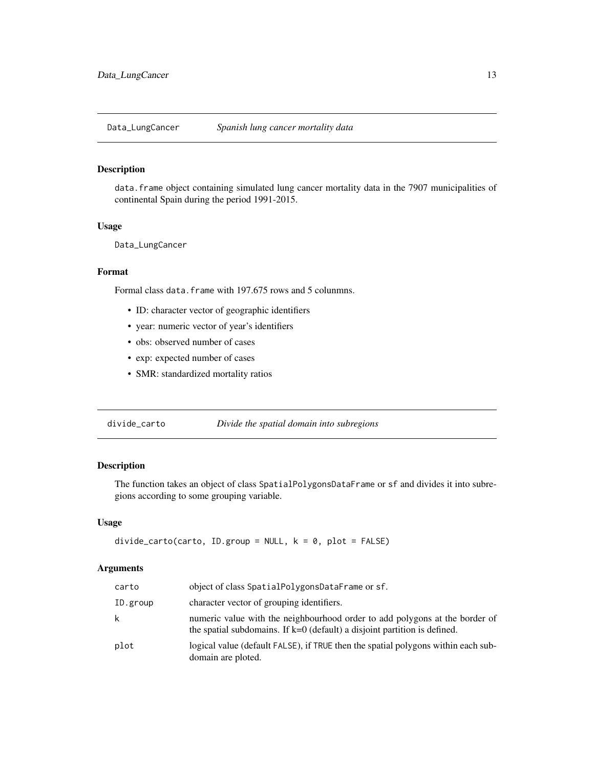## Data_LungCancer — *Spanish lung cancer mortality data*

### Description

data.frame object containing simulated lung cancer mortality data in the 7907 municipalities of continental Spain during the period 1991-2015.

### Usage

```
Data_LungCancer
```

### Format

Formal class data.frame with 197.675 rows and 5 colunmns.

- ID: character vector of geographic identifiers
- year: numeric vector of year's identifiers
- obs: observed number of cases
- exp: expected number of cases
- SMR: standardized mortality ratios

## divide_carto — *Divide the spatial domain into subregions*

### Description

The function takes an object of class SpatialPolygonsDataFrame or sf and divides it into subregions according to some grouping variable.

### Usage

```
divide_carto(carto, ID.group = NULL, k = 0, plot = FALSE)
```

### Arguments

| | |
|---|---|
| carto | object of class SpatialPolygonsDataFrame or sf. |
| ID.group | character vector of grouping identifiers. |
| k | numeric value with the neighbourhood order to add polygons at the border of the spatial subdomains. If k=0 (default) a disjoint partition is defined. |
| plot | logical value (default FALSE), if TRUE then the spatial polygons within each subdomain are ploted. |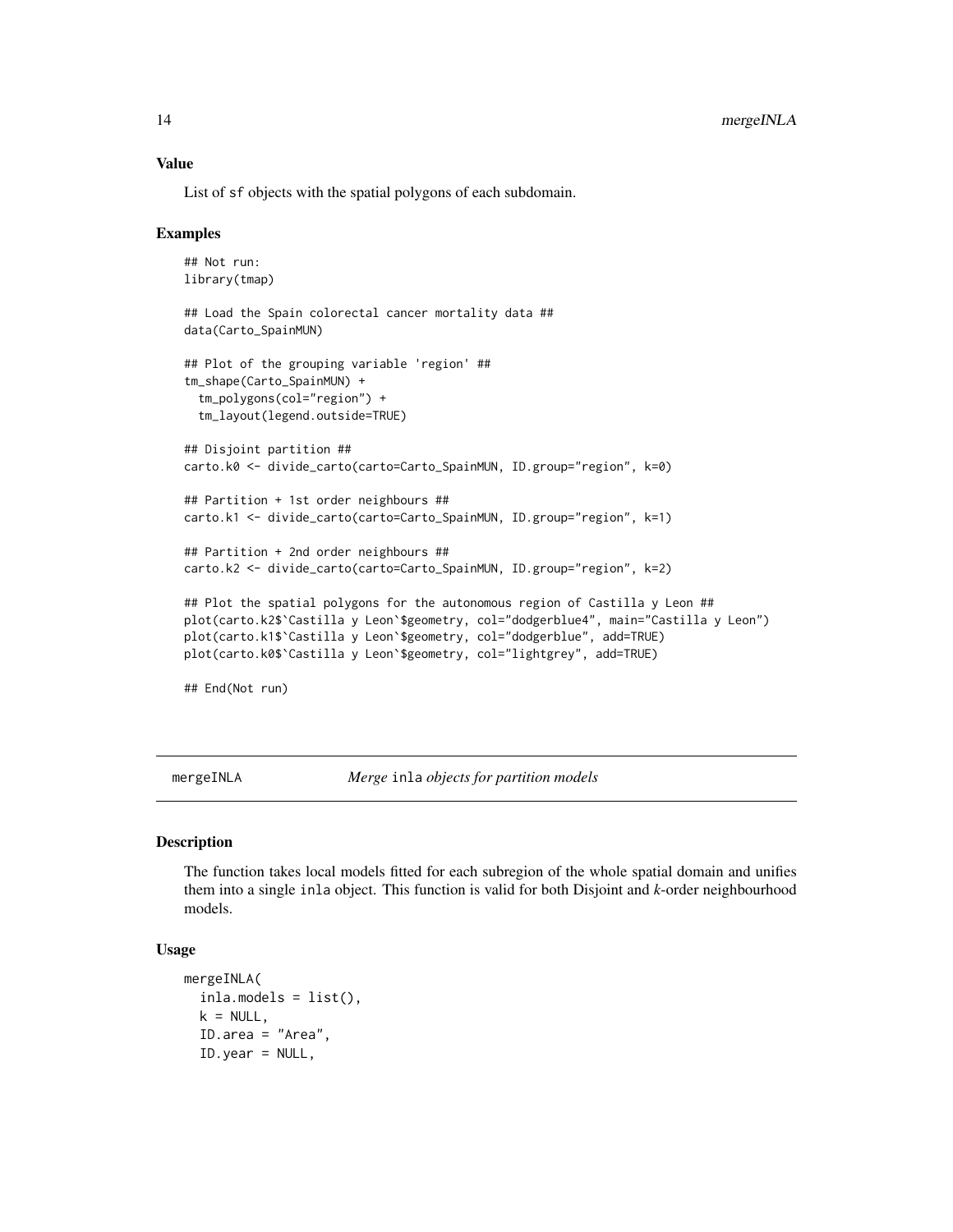### Value

List of sf objects with the spatial polygons of each subdomain.

### Examples

```
## Not run:
library(tmap)

## Load the Spain colorectal cancer mortality data ##
data(Carto_SpainMUN)

## Plot of the grouping variable 'region' ##
tm_shape(Carto_SpainMUN) +
  tm_polygons(col="region") +
  tm_layout(legend.outside=TRUE)

## Disjoint partition ##
carto.k0 <- divide_carto(carto=Carto_SpainMUN, ID.group="region", k=0)

## Partition + 1st order neighbours ##
carto.k1 <- divide_carto(carto=Carto_SpainMUN, ID.group="region", k=1)

## Partition + 2nd order neighbours ##
carto.k2 <- divide_carto(carto=Carto_SpainMUN, ID.group="region", k=2)

## Plot the spatial polygons for the autonomous region of Castilla y Leon ##
plot(carto.k2$`Castilla y Leon`$geometry, col="dodgerblue4", main="Castilla y Leon")
plot(carto.k1$`Castilla y Leon`$geometry, col="dodgerblue", add=TRUE)
plot(carto.k0$`Castilla y Leon`$geometry, col="lightgrey", add=TRUE)

## End(Not run)
```

---

## mergeINLA — *Merge* inla *objects for partition models*

---

### Description

The function takes local models fitted for each subregion of the whole spatial domain and unifies them into a single inla object. This function is valid for both Disjoint and *k*-order neighbourhood models.

### Usage

```
mergeINLA(
  inla.models = list(),
  k = NULL,
  ID.area = "Area",
  ID.year = NULL,
```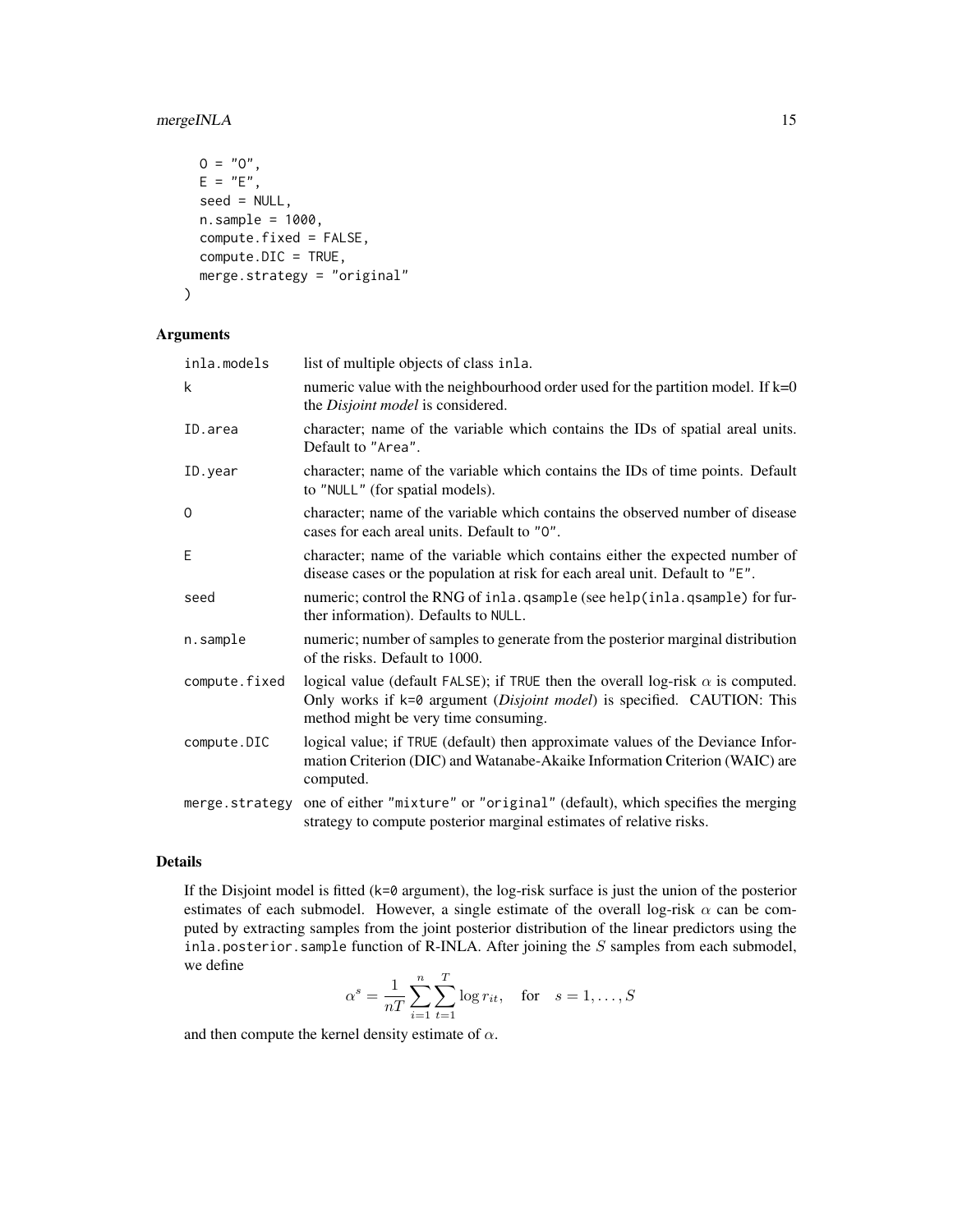```
  O = "O",
  E = "E",
  seed = NULL,
  n.sample = 1000,
  compute.fixed = FALSE,
  compute.DIC = TRUE,
  merge.strategy = "original"
)
```

## Arguments

| | |
|---|---|
| inla.models | list of multiple objects of class inla. |
| k | numeric value with the neighbourhood order used for the partition model. If k=0 the *Disjoint model* is considered. |
| ID.area | character; name of the variable which contains the IDs of spatial areal units. Default to "Area". |
| ID.year | character; name of the variable which contains the IDs of time points. Default to "NULL" (for spatial models). |
| O | character; name of the variable which contains the observed number of disease cases for each areal units. Default to "O". |
| E | character; name of the variable which contains either the expected number of disease cases or the population at risk for each areal unit. Default to "E". |
| seed | numeric; control the RNG of inla.qsample (see help(inla.qsample) for further information). Defaults to NULL. |
| n.sample | numeric; number of samples to generate from the posterior marginal distribution of the risks. Default to 1000. |
| compute.fixed | logical value (default FALSE); if TRUE then the overall log-risk $\alpha$ is computed. Only works if k=0 argument (*Disjoint model*) is specified. CAUTION: This method might be very time consuming. |
| compute.DIC | logical value; if TRUE (default) then approximate values of the Deviance Information Criterion (DIC) and Watanabe-Akaike Information Criterion (WAIC) are computed. |
| merge.strategy | one of either "mixture" or "original" (default), which specifies the merging strategy to compute posterior marginal estimates of relative risks. |

## Details

If the Disjoint model is fitted (k=0 argument), the log-risk surface is just the union of the posterior estimates of each submodel. However, a single estimate of the overall log-risk $\alpha$ can be computed by extracting samples from the joint posterior distribution of the linear predictors using the inla.posterior.sample function of R-INLA. After joining the $S$ samples from each submodel, we define

$$\alpha^s = \frac{1}{nT} \sum_{i=1}^{n} \sum_{t=1}^{T} \log r_{it}, \quad \text{for} \quad s = 1, \ldots, S$$

and then compute the kernel density estimate of $\alpha$.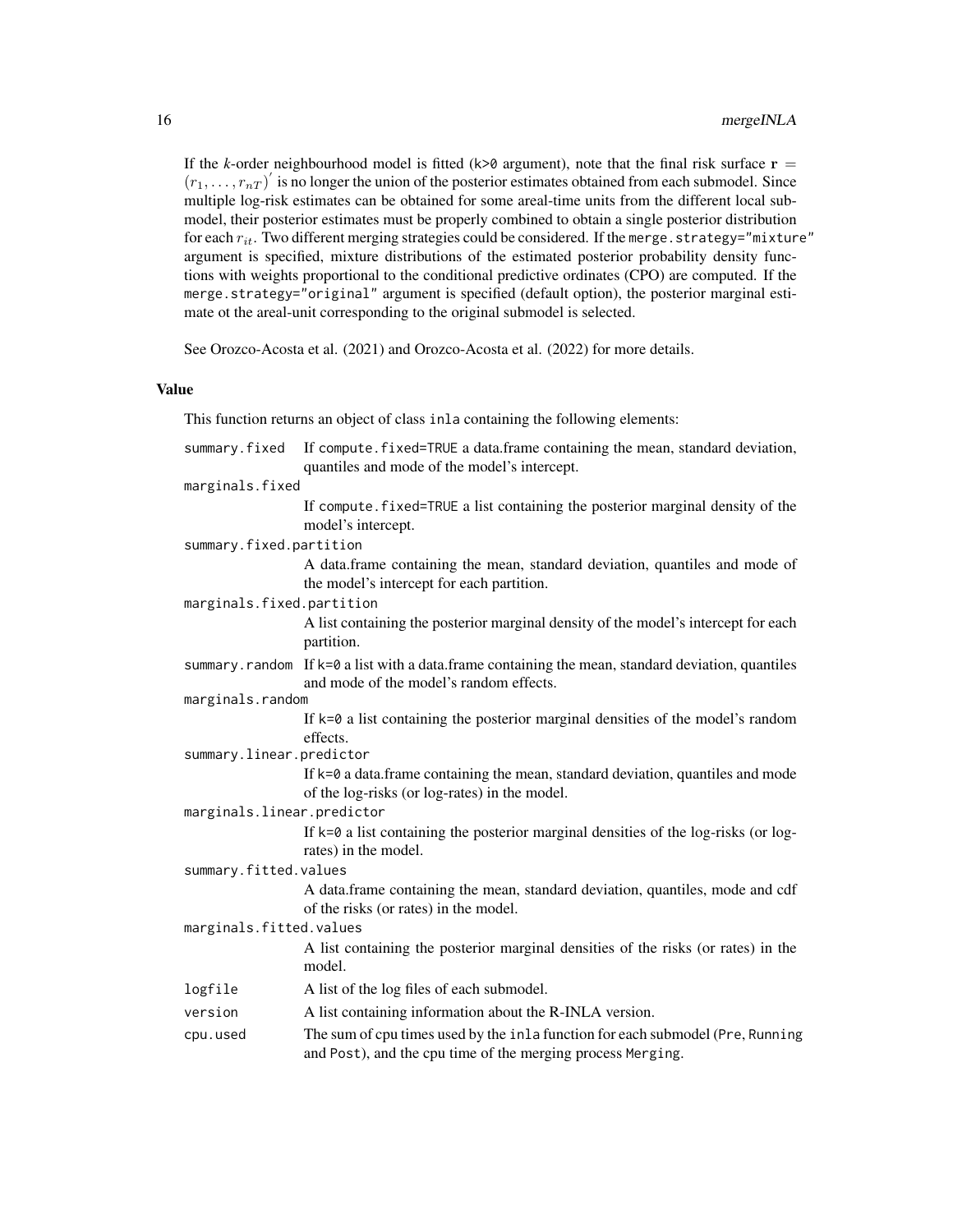If the $k$-order neighbourhood model is fitted (`k>0` argument), note that the final risk surface $\mathbf{r} = (r_1, \ldots, r_{nT})^{'}$ is no longer the union of the posterior estimates obtained from each submodel. Since multiple log-risk estimates can be obtained for some areal-time units from the different local submodel, their posterior estimates must be properly combined to obtain a single posterior distribution for each $r_{it}$. Two different merging strategies could be considered. If the `merge.strategy="mixture"` argument is specified, mixture distributions of the estimated posterior probability density functions with weights proportional to the conditional predictive ordinates (CPO) are computed. If the `merge.strategy="original"` argument is specified (default option), the posterior marginal estimate ot the areal-unit corresponding to the original submodel is selected.

See Orozco-Acosta et al. (2021) and Orozco-Acosta et al. (2022) for more details.

### Value

This function returns an object of class `inla` containing the following elements:

- `summary.fixed` If `compute.fixed=TRUE` a data.frame containing the mean, standard deviation, quantiles and mode of the model's intercept.
- `marginals.fixed` If `compute.fixed=TRUE` a list containing the posterior marginal density of the model's intercept.
- `summary.fixed.partition` A data.frame containing the mean, standard deviation, quantiles and mode of the model's intercept for each partition.
- `marginals.fixed.partition` A list containing the posterior marginal density of the model's intercept for each partition.
- `summary.random` If `k=0` a list with a data.frame containing the mean, standard deviation, quantiles and mode of the model's random effects.
- `marginals.random` If `k=0` a list containing the posterior marginal densities of the model's random effects.
- `summary.linear.predictor` If `k=0` a data.frame containing the mean, standard deviation, quantiles and mode of the log-risks (or log-rates) in the model.
- `marginals.linear.predictor` If `k=0` a list containing the posterior marginal densities of the log-risks (or log-rates) in the model.
- `summary.fitted.values` A data.frame containing the mean, standard deviation, quantiles, mode and cdf of the risks (or rates) in the model.
- `marginals.fitted.values` A list containing the posterior marginal densities of the risks (or rates) in the model.
- `logfile` A list of the log files of each submodel.
- `version` A list containing information about the R-INLA version.
- `cpu.used` The sum of cpu times used by the `inla` function for each submodel (`Pre`, `Running` and `Post`), and the cpu time of the merging process `Merging`.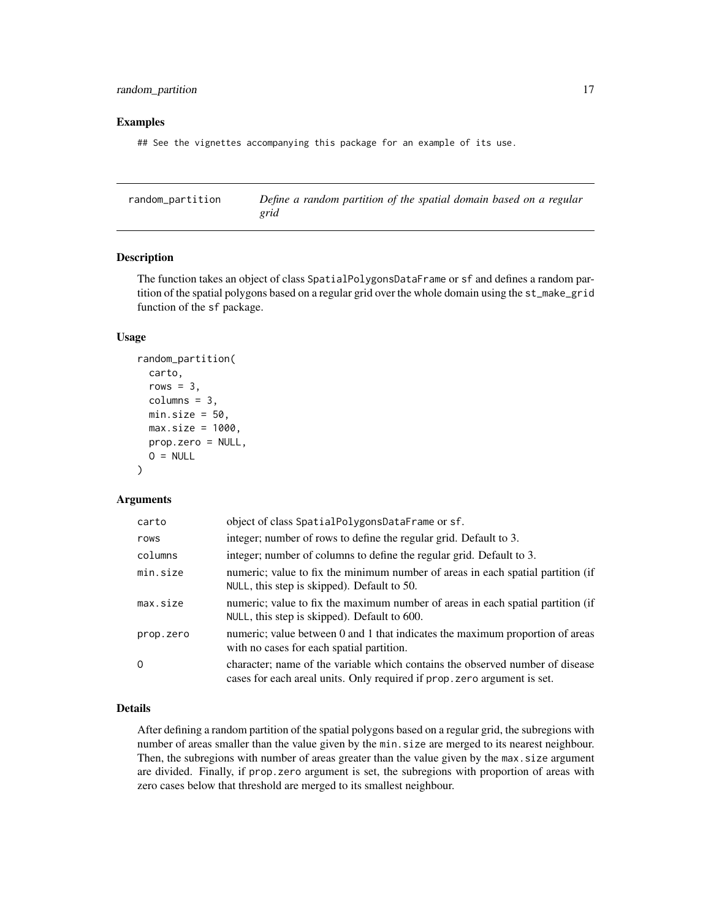## Examples

```
## See the vignettes accompanying this package for an example of its use.
```

---

## random_partition — *Define a random partition of the spatial domain based on a regular grid*

### Description

The function takes an object of class SpatialPolygonsDataFrame or sf and defines a random partition of the spatial polygons based on a regular grid over the whole domain using the st_make_grid function of the sf package.

### Usage

```
random_partition(
  carto,
  rows = 3,
  columns = 3,
  min.size = 50,
  max.size = 1000,
  prop.zero = NULL,
  O = NULL
)
```

### Arguments

| | |
|---|---|
| carto | object of class SpatialPolygonsDataFrame or sf. |
| rows | integer; number of rows to define the regular grid. Default to 3. |
| columns | integer; number of columns to define the regular grid. Default to 3. |
| min.size | numeric; value to fix the minimum number of areas in each spatial partition (if NULL, this step is skipped). Default to 50. |
| max.size | numeric; value to fix the maximum number of areas in each spatial partition (if NULL, this step is skipped). Default to 600. |
| prop.zero | numeric; value between 0 and 1 that indicates the maximum proportion of areas with no cases for each spatial partition. |
| O | character; name of the variable which contains the observed number of disease cases for each areal units. Only required if prop.zero argument is set. |

### Details

After defining a random partition of the spatial polygons based on a regular grid, the subregions with number of areas smaller than the value given by the min.size are merged to its nearest neighbour. Then, the subregions with number of areas greater than the value given by the max.size argument are divided. Finally, if prop.zero argument is set, the subregions with proportion of areas with zero cases below that threshold are merged to its smallest neighbour.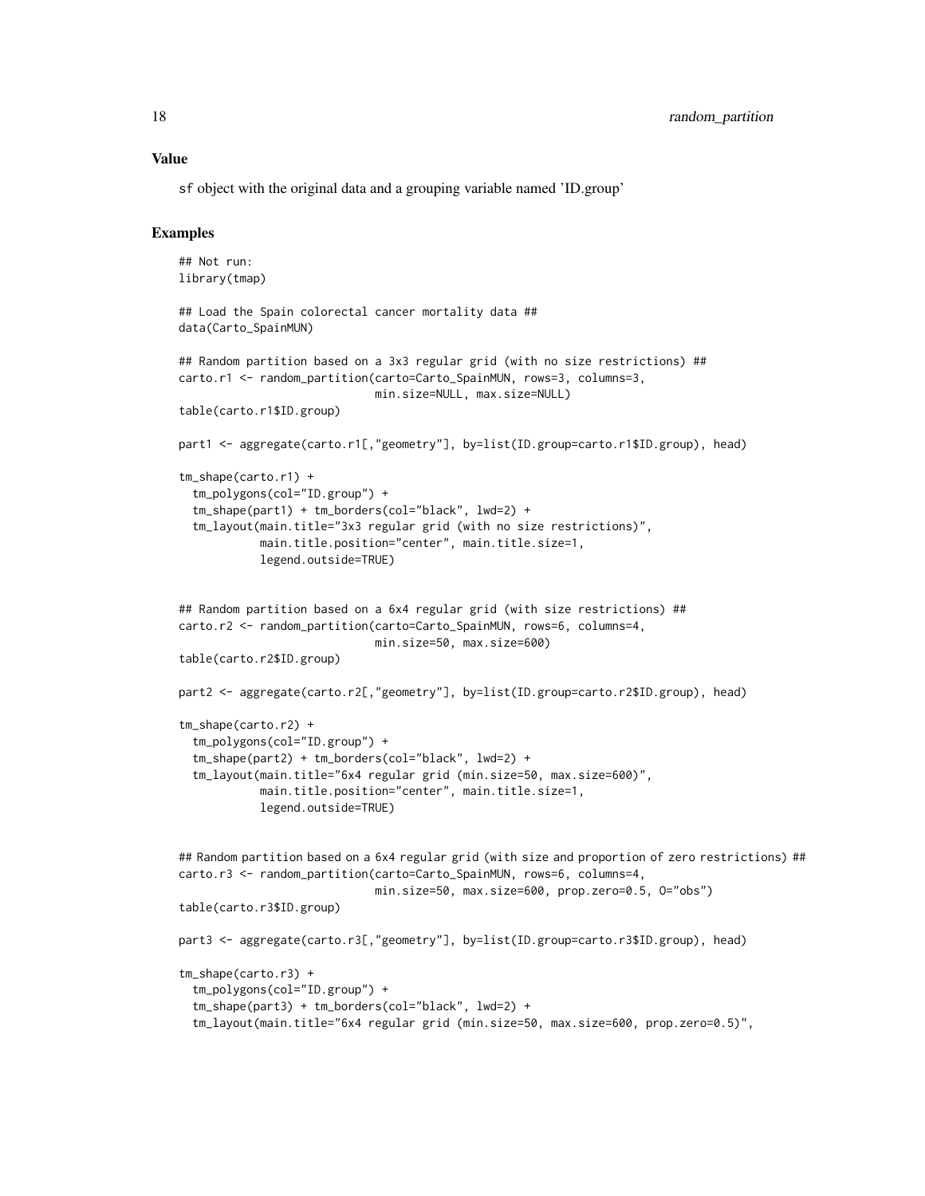### Value

sf object with the original data and a grouping variable named 'ID.group'

### Examples

```
## Not run:
library(tmap)

## Load the Spain colorectal cancer mortality data ##
data(Carto_SpainMUN)

## Random partition based on a 3x3 regular grid (with no size restrictions) ##
carto.r1 <- random_partition(carto=Carto_SpainMUN, rows=3, columns=3,
                             min.size=NULL, max.size=NULL)
table(carto.r1$ID.group)

part1 <- aggregate(carto.r1[,"geometry"], by=list(ID.group=carto.r1$ID.group), head)

tm_shape(carto.r1) +
  tm_polygons(col="ID.group") +
  tm_shape(part1) + tm_borders(col="black", lwd=2) +
  tm_layout(main.title="3x3 regular grid (with no size restrictions)",
            main.title.position="center", main.title.size=1,
            legend.outside=TRUE)


## Random partition based on a 6x4 regular grid (with size restrictions) ##
carto.r2 <- random_partition(carto=Carto_SpainMUN, rows=6, columns=4,
                             min.size=50, max.size=600)
table(carto.r2$ID.group)

part2 <- aggregate(carto.r2[,"geometry"], by=list(ID.group=carto.r2$ID.group), head)

tm_shape(carto.r2) +
  tm_polygons(col="ID.group") +
  tm_shape(part2) + tm_borders(col="black", lwd=2) +
  tm_layout(main.title="6x4 regular grid (min.size=50, max.size=600)",
            main.title.position="center", main.title.size=1,
            legend.outside=TRUE)


## Random partition based on a 6x4 regular grid (with size and proportion of zero restrictions) ##
carto.r3 <- random_partition(carto=Carto_SpainMUN, rows=6, columns=4,
                             min.size=50, max.size=600, prop.zero=0.5, O="obs")
table(carto.r3$ID.group)

part3 <- aggregate(carto.r3[,"geometry"], by=list(ID.group=carto.r3$ID.group), head)

tm_shape(carto.r3) +
  tm_polygons(col="ID.group") +
  tm_shape(part3) + tm_borders(col="black", lwd=2) +
  tm_layout(main.title="6x4 regular grid (min.size=50, max.size=600, prop.zero=0.5)",
```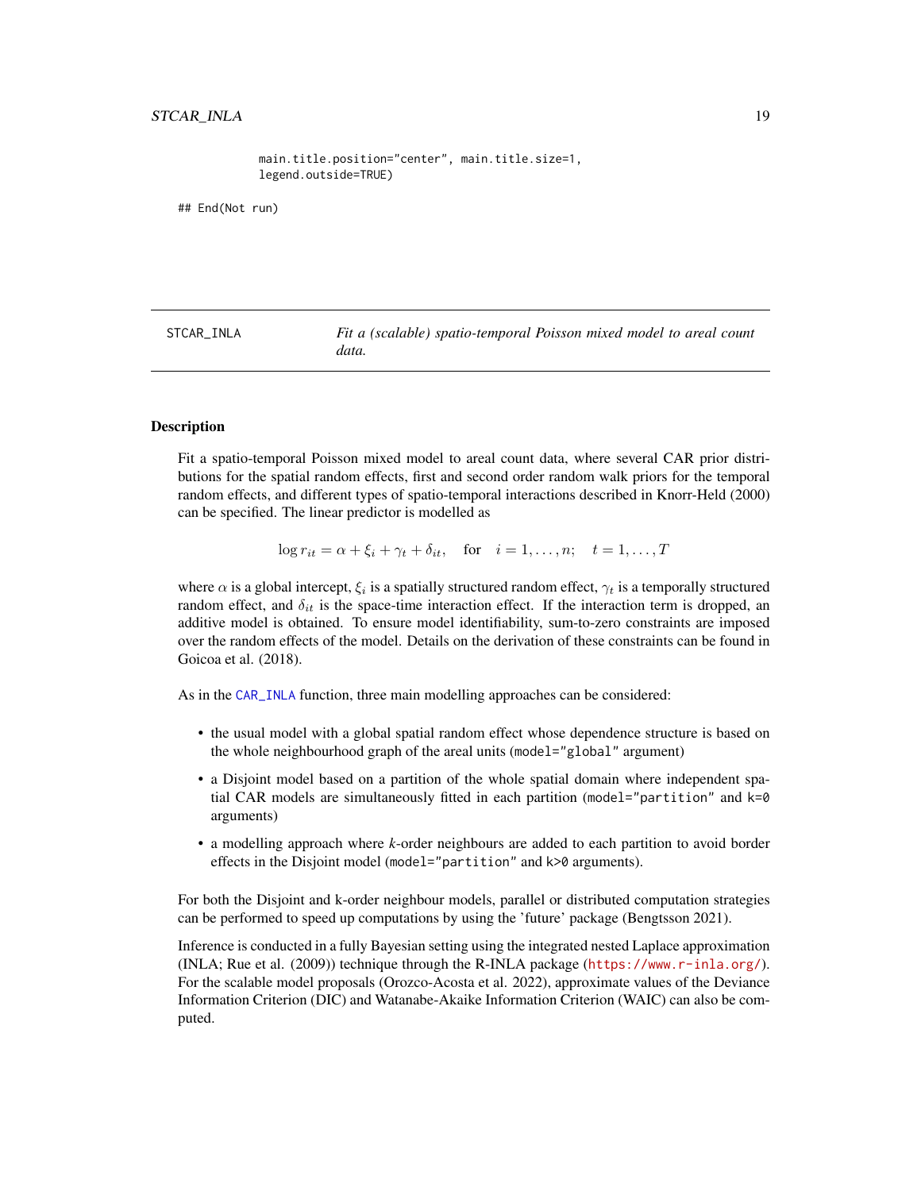```
main.title.position="center", main.title.size=1,
legend.outside=TRUE)

## End(Not run)
```

---

STCAR_INLA — *Fit a (scalable) spatio-temporal Poisson mixed model to areal count data.*

---

### Description

Fit a spatio-temporal Poisson mixed model to areal count data, where several CAR prior distributions for the spatial random effects, first and second order random walk priors for the temporal random effects, and different types of spatio-temporal interactions described in Knorr-Held (2000) can be specified. The linear predictor is modelled as

$$\log r_{it} = \alpha + \xi_i + \gamma_t + \delta_{it}, \quad \text{for} \quad i = 1, \ldots, n; \quad t = 1, \ldots, T$$

where $\alpha$ is a global intercept, $\xi_i$ is a spatially structured random effect, $\gamma_t$ is a temporally structured random effect, and $\delta_{it}$ is the space-time interaction effect. If the interaction term is dropped, an additive model is obtained. To ensure model identifiability, sum-to-zero constraints are imposed over the random effects of the model. Details on the derivation of these constraints can be found in Goicoa et al. (2018).

As in the `CAR_INLA` function, three main modelling approaches can be considered:

- the usual model with a global spatial random effect whose dependence structure is based on the whole neighbourhood graph of the areal units (`model="global"` argument)
- a Disjoint model based on a partition of the whole spatial domain where independent spatial CAR models are simultaneously fitted in each partition (`model="partition"` and `k=0` arguments)
- a modelling approach where *k*-order neighbours are added to each partition to avoid border effects in the Disjoint model (`model="partition"` and `k>0` arguments).

For both the Disjoint and k-order neighbour models, parallel or distributed computation strategies can be performed to speed up computations by using the 'future' package (Bengtsson 2021).

Inference is conducted in a fully Bayesian setting using the integrated nested Laplace approximation (INLA; Rue et al. (2009)) technique through the R-INLA package (https://www.r-inla.org/). For the scalable model proposals (Orozco-Acosta et al. 2022), approximate values of the Deviance Information Criterion (DIC) and Watanabe-Akaike Information Criterion (WAIC) can also be computed.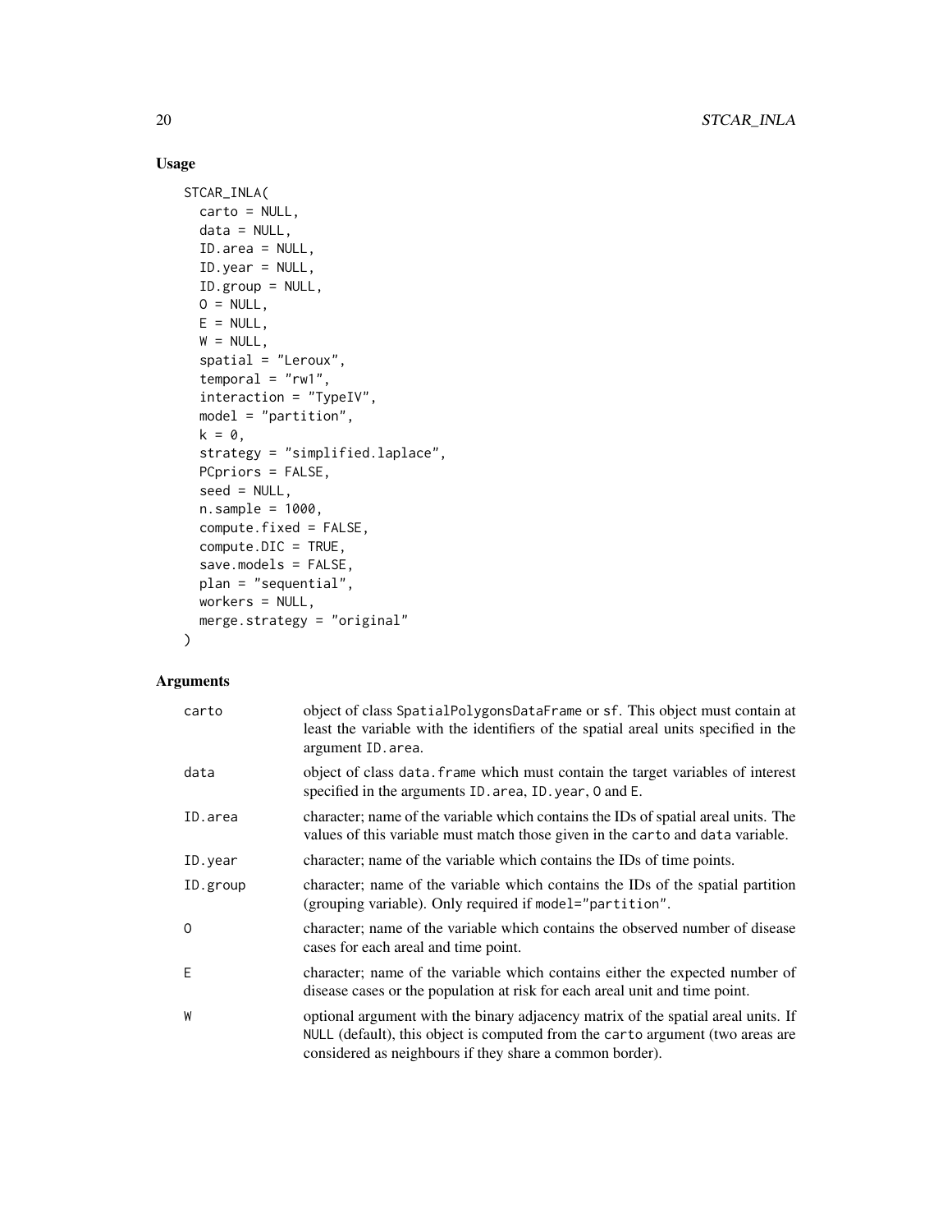## Usage

```
STCAR_INLA(
  carto = NULL,
  data = NULL,
  ID.area = NULL,
  ID.year = NULL,
  ID.group = NULL,
  O = NULL,
  E = NULL,
  W = NULL,
  spatial = "Leroux",
  temporal = "rw1",
  interaction = "TypeIV",
  model = "partition",
  k = 0,
  strategy = "simplified.laplace",
  PCpriors = FALSE,
  seed = NULL,
  n.sample = 1000,
  compute.fixed = FALSE,
  compute.DIC = TRUE,
  save.models = FALSE,
  plan = "sequential",
  workers = NULL,
  merge.strategy = "original"
)
```

## Arguments

| | |
|---|---|
| carto | object of class SpatialPolygonsDataFrame or sf. This object must contain at least the variable with the identifiers of the spatial areal units specified in the argument ID.area. |
| data | object of class data.frame which must contain the target variables of interest specified in the arguments ID.area, ID.year, O and E. |
| ID.area | character; name of the variable which contains the IDs of spatial areal units. The values of this variable must match those given in the carto and data variable. |
| ID.year | character; name of the variable which contains the IDs of time points. |
| ID.group | character; name of the variable which contains the IDs of the spatial partition (grouping variable). Only required if model="partition". |
| O | character; name of the variable which contains the observed number of disease cases for each areal and time point. |
| E | character; name of the variable which contains either the expected number of disease cases or the population at risk for each areal unit and time point. |
| W | optional argument with the binary adjacency matrix of the spatial areal units. If NULL (default), this object is computed from the carto argument (two areas are considered as neighbours if they share a common border). |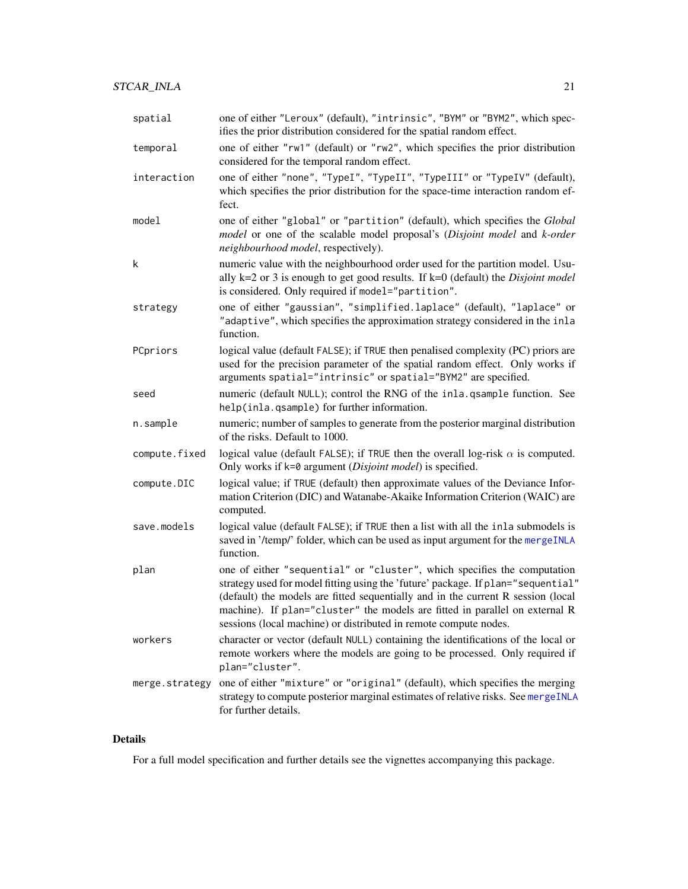| | |
|---|---|
| spatial | one of either "Leroux" (default), "intrinsic", "BYM" or "BYM2", which specifies the prior distribution considered for the spatial random effect. |
| temporal | one of either "rw1" (default) or "rw2", which specifies the prior distribution considered for the temporal random effect. |
| interaction | one of either "none", "TypeI", "TypeII", "TypeIII" or "TypeIV" (default), which specifies the prior distribution for the space-time interaction random effect. |
| model | one of either "global" or "partition" (default), which specifies the *Global model* or one of the scalable model proposal's (*Disjoint model* and *k-order neighbourhood model*, respectively). |
| k | numeric value with the neighbourhood order used for the partition model. Usually k=2 or 3 is enough to get good results. If k=0 (default) the *Disjoint model* is considered. Only required if model="partition". |
| strategy | one of either "gaussian", "simplified.laplace" (default), "laplace" or "adaptive", which specifies the approximation strategy considered in the inla function. |
| PCpriors | logical value (default FALSE); if TRUE then penalised complexity (PC) priors are used for the precision parameter of the spatial random effect. Only works if arguments spatial="intrinsic" or spatial="BYM2" are specified. |
| seed | numeric (default NULL); control the RNG of the inla.qsample function. See help(inla.qsample) for further information. |
| n.sample | numeric; number of samples to generate from the posterior marginal distribution of the risks. Default to 1000. |
| compute.fixed | logical value (default FALSE); if TRUE then the overall log-risk $\alpha$ is computed. Only works if k=0 argument (*Disjoint model*) is specified. |
| compute.DIC | logical value; if TRUE (default) then approximate values of the Deviance Information Criterion (DIC) and Watanabe-Akaike Information Criterion (WAIC) are computed. |
| save.models | logical value (default FALSE); if TRUE then a list with all the inla submodels is saved in '/temp/' folder, which can be used as input argument for the mergeINLA function. |
| plan | one of either "sequential" or "cluster", which specifies the computation strategy used for model fitting using the 'future' package. If plan="sequential" (default) the models are fitted sequentially and in the current R session (local machine). If plan="cluster" the models are fitted in parallel on external R sessions (local machine) or distributed in remote compute nodes. |
| workers | character or vector (default NULL) containing the identifications of the local or remote workers where the models are going to be processed. Only required if plan="cluster". |
| merge.strategy | one of either "mixture" or "original" (default), which specifies the merging strategy to compute posterior marginal estimates of relative risks. See mergeINLA for further details. |

## Details

For a full model specification and further details see the vignettes accompanying this package.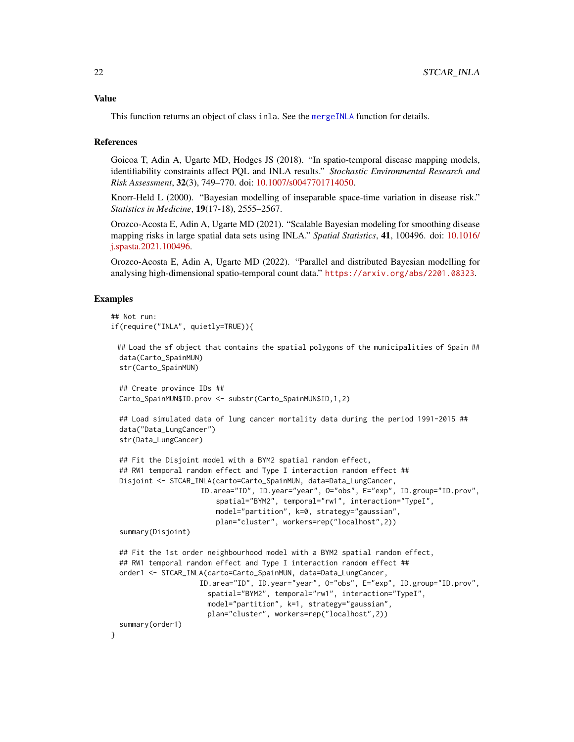## Value

This function returns an object of class `inla`. See the `mergeINLA` function for details.

## References

Goicoa T, Adin A, Ugarte MD, Hodges JS (2018). "In spatio-temporal disease mapping models, identifiability constraints affect PQL and INLA results." *Stochastic Environmental Research and Risk Assessment*, **32**(3), 749–770. doi: 10.1007/s0047701714050.

Knorr-Held L (2000). "Bayesian modelling of inseparable space-time variation in disease risk." *Statistics in Medicine*, **19**(17-18), 2555–2567.

Orozco-Acosta E, Adin A, Ugarte MD (2021). "Scalable Bayesian modeling for smoothing disease mapping risks in large spatial data sets using INLA." *Spatial Statistics*, **41**, 100496. doi: 10.1016/j.spasta.2021.100496.

Orozco-Acosta E, Adin A, Ugarte MD (2022). "Parallel and distributed Bayesian modelling for analysing high-dimensional spatio-temporal count data." https://arxiv.org/abs/2201.08323.

## Examples

```
## Not run:
if(require("INLA", quietly=TRUE)){

 ## Load the sf object that contains the spatial polygons of the municipalities of Spain ##
  data(Carto_SpainMUN)
  str(Carto_SpainMUN)

  ## Create province IDs ##
  Carto_SpainMUN$ID.prov <- substr(Carto_SpainMUN$ID,1,2)

  ## Load simulated data of lung cancer mortality data during the period 1991-2015 ##
  data("Data_LungCancer")
  str(Data_LungCancer)

  ## Fit the Disjoint model with a BYM2 spatial random effect,
  ## RW1 temporal random effect and Type I interaction random effect ##
  Disjoint <- STCAR_INLA(carto=Carto_SpainMUN, data=Data_LungCancer,
                     ID.area="ID", ID.year="year", O="obs", E="exp", ID.group="ID.prov",
                         spatial="BYM2", temporal="rw1", interaction="TypeI",
                         model="partition", k=0, strategy="gaussian",
                         plan="cluster", workers=rep("localhost",2))
  summary(Disjoint)

  ## Fit the 1st order neighbourhood model with a BYM2 spatial random effect,
  ## RW1 temporal random effect and Type I interaction random effect ##
  order1 <- STCAR_INLA(carto=Carto_SpainMUN, data=Data_LungCancer,
                     ID.area="ID", ID.year="year", O="obs", E="exp", ID.group="ID.prov",
                       spatial="BYM2", temporal="rw1", interaction="TypeI",
                       model="partition", k=1, strategy="gaussian",
                       plan="cluster", workers=rep("localhost",2))
  summary(order1)
}
```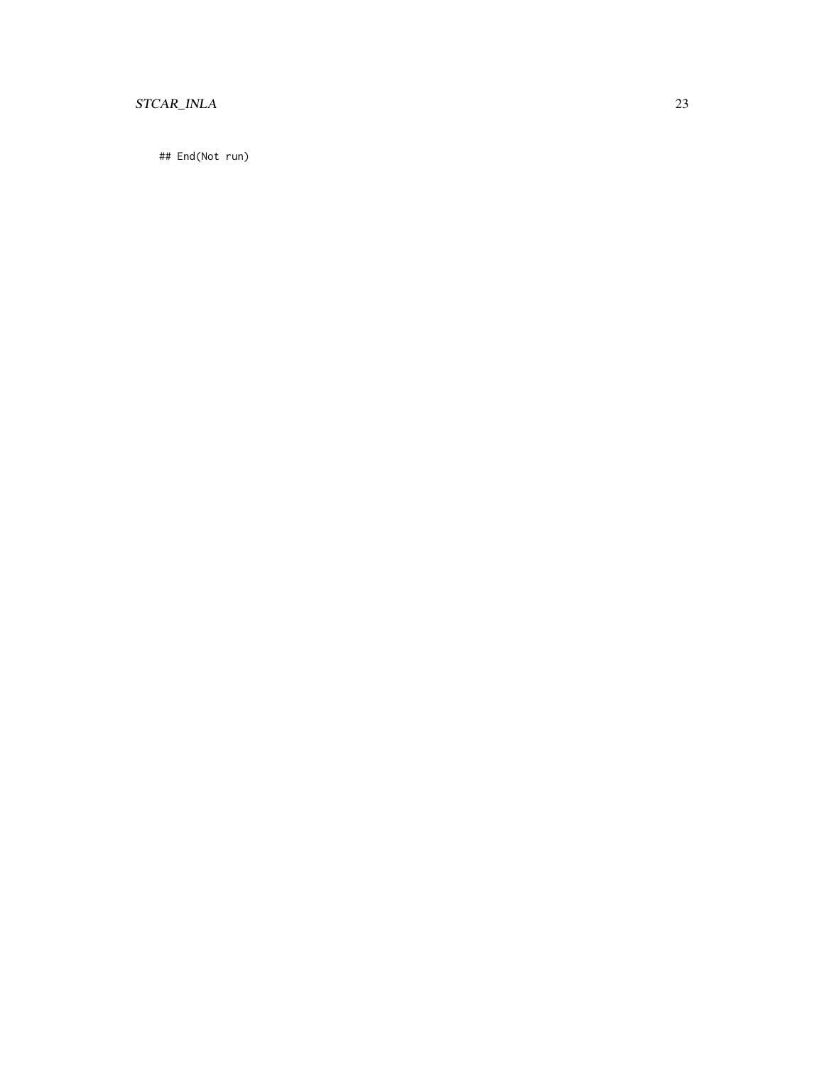```
## End(Not run)
```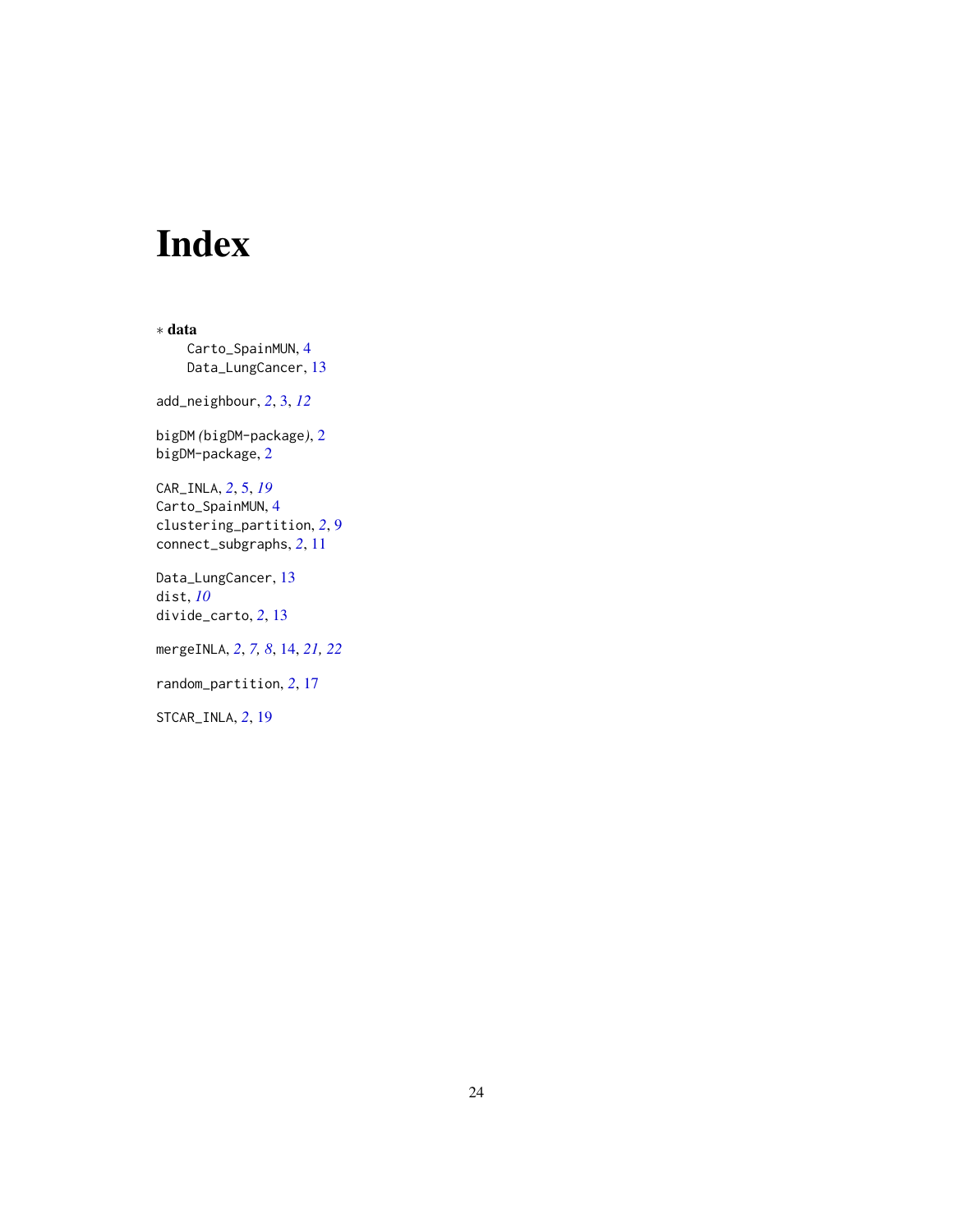# Index

∗ **data**

    Carto_SpainMUN, 4
    Data_LungCancer, 13

add_neighbour, *2*, 3, *12*

bigDM *(*bigDM-package*)*, 2
bigDM-package, 2

CAR_INLA, *2*, 5, *19*
Carto_SpainMUN, 4
clustering_partition, *2*, 9
connect_subgraphs, *2*, 11

Data_LungCancer, 13
dist, *10*
divide_carto, *2*, 13

mergeINLA, *2*, *7, 8*, 14, *21, 22*

random_partition, *2*, 17

STCAR_INLA, *2*, 19